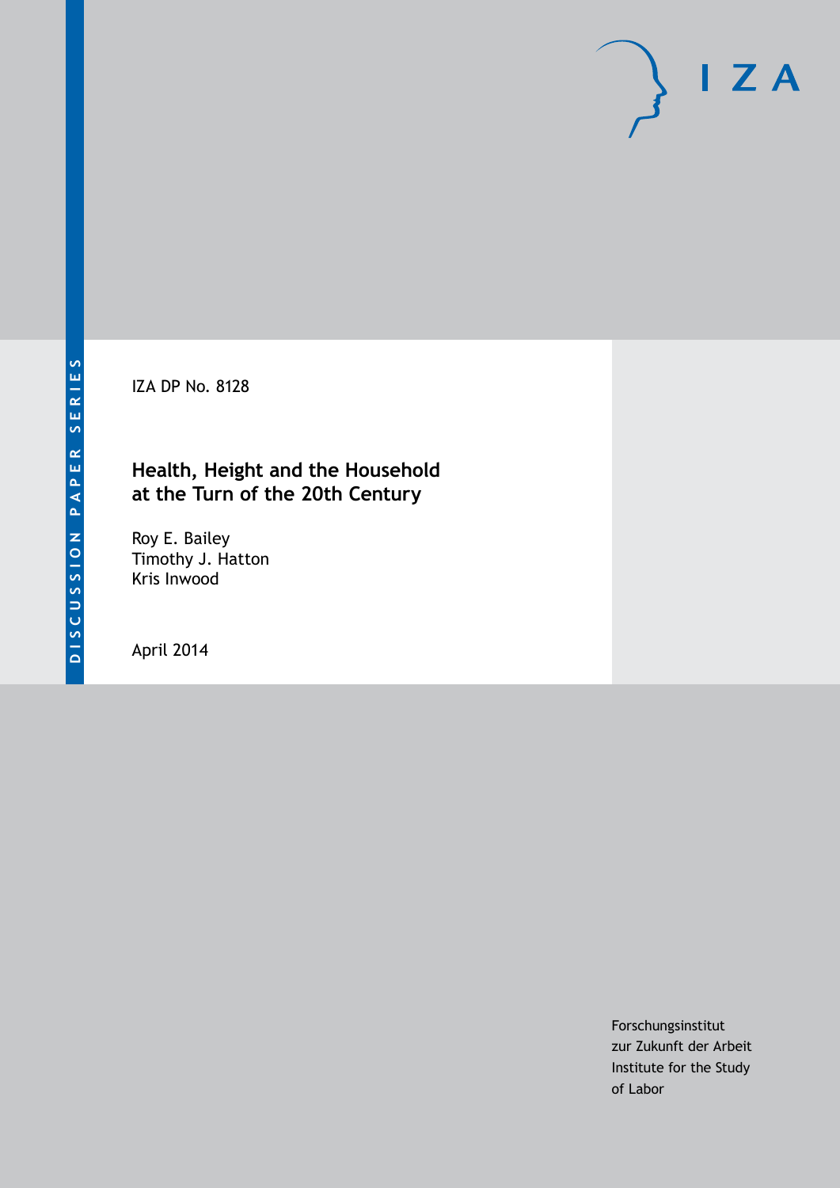DISCUSSION PAPER SERIES

IZA

IZA DP No. 8128

# Health, Height and the Household at the Turn of the 20th Century

Roy E. Bailey
Timothy J. Hatton
Kris Inwood

April 2014

Forschungsinstitut
zur Zukunft der Arbeit
Institute for the Study
of Labor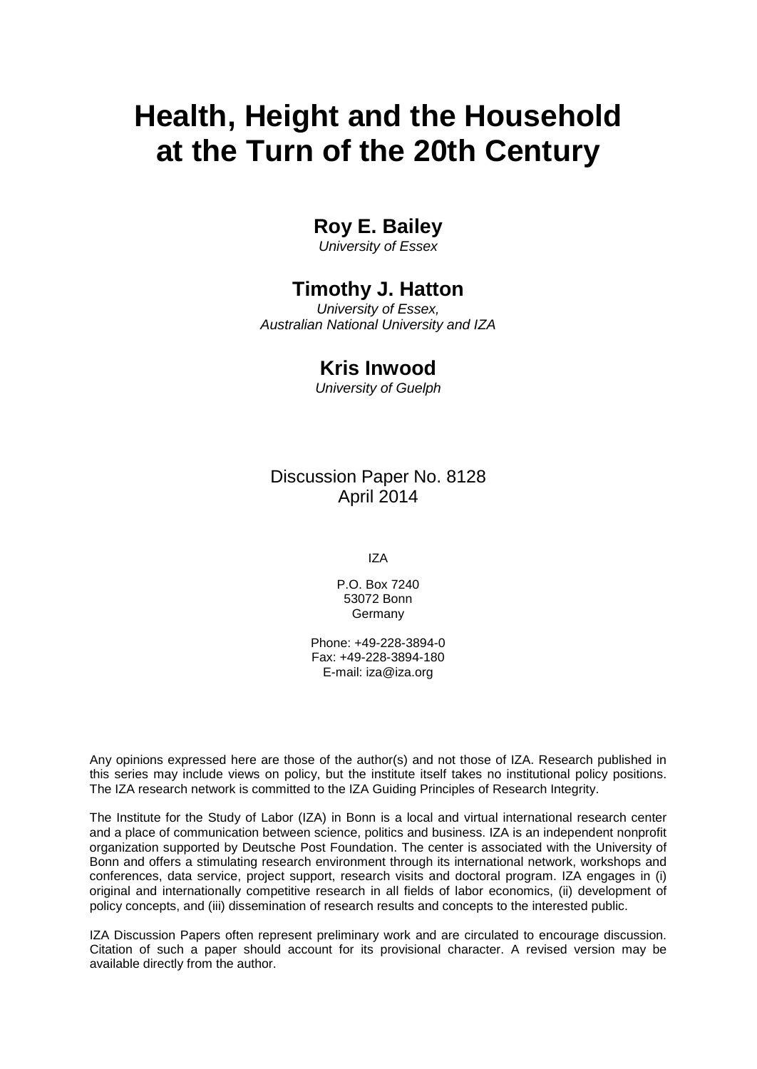# Health, Height and the Household at the Turn of the 20th Century

## Roy E. Bailey

*University of Essex*

## Timothy J. Hatton

*University of Essex, Australian National University and IZA*

## Kris Inwood

*University of Guelph*

Discussion Paper No. 8128
April 2014

IZA

P.O. Box 7240
53072 Bonn
Germany

Phone: +49-228-3894-0
Fax: +49-228-3894-180
E-mail: iza@iza.org

Any opinions expressed here are those of the author(s) and not those of IZA. Research published in this series may include views on policy, but the institute itself takes no institutional policy positions. The IZA research network is committed to the IZA Guiding Principles of Research Integrity.

The Institute for the Study of Labor (IZA) in Bonn is a local and virtual international research center and a place of communication between science, politics and business. IZA is an independent nonprofit organization supported by Deutsche Post Foundation. The center is associated with the University of Bonn and offers a stimulating research environment through its international network, workshops and conferences, data service, project support, research visits and doctoral program. IZA engages in (i) original and internationally competitive research in all fields of labor economics, (ii) development of policy concepts, and (iii) dissemination of research results and concepts to the interested public.

IZA Discussion Papers often represent preliminary work and are circulated to encourage discussion. Citation of such a paper should account for its provisional character. A revised version may be available directly from the author.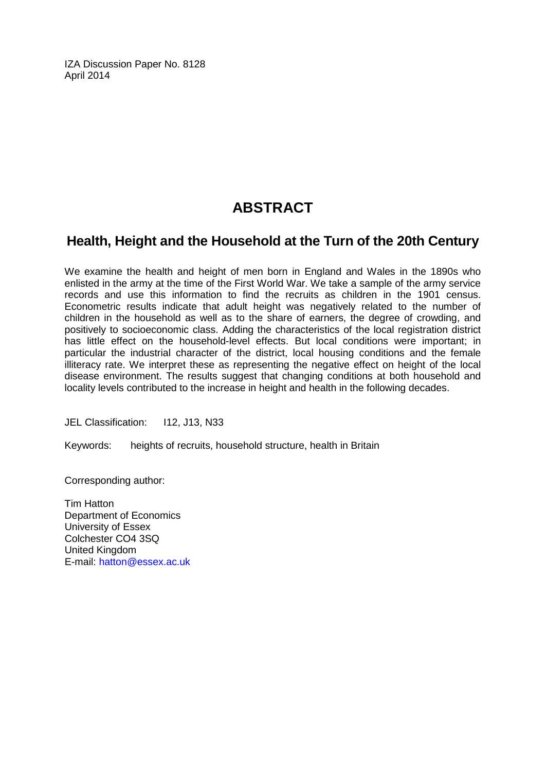IZA Discussion Paper No. 8128
April 2014

# ABSTRACT

## Health, Height and the Household at the Turn of the 20th Century

We examine the health and height of men born in England and Wales in the 1890s who enlisted in the army at the time of the First World War. We take a sample of the army service records and use this information to find the recruits as children in the 1901 census. Econometric results indicate that adult height was negatively related to the number of children in the household as well as to the share of earners, the degree of crowding, and positively to socioeconomic class. Adding the characteristics of the local registration district has little effect on the household-level effects. But local conditions were important; in particular the industrial character of the district, local housing conditions and the female illiteracy rate. We interpret these as representing the negative effect on height of the local disease environment. The results suggest that changing conditions at both household and locality levels contributed to the increase in height and health in the following decades.

JEL Classification: I12, J13, N33

Keywords: heights of recruits, household structure, health in Britain

Corresponding author:

Tim Hatton
Department of Economics
University of Essex
Colchester CO4 3SQ
United Kingdom
E-mail: hatton@essex.ac.uk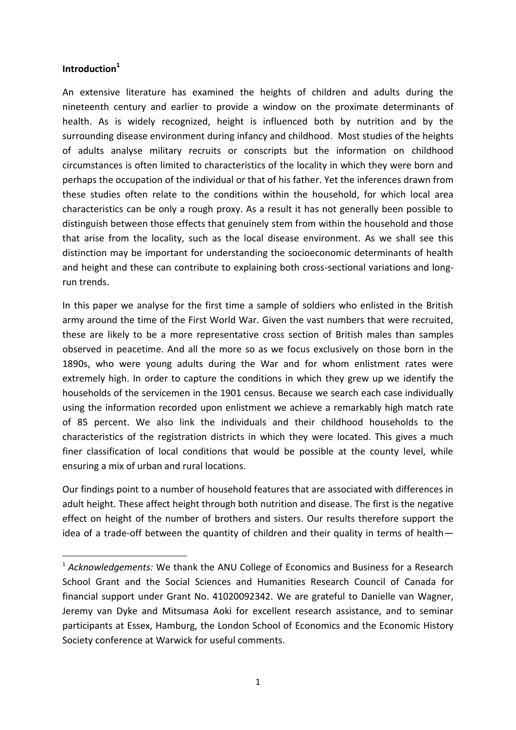**Introduction**[1]

An extensive literature has examined the heights of children and adults during the nineteenth century and earlier to provide a window on the proximate determinants of health. As is widely recognized, height is influenced both by nutrition and by the surrounding disease environment during infancy and childhood. Most studies of the heights of adults analyse military recruits or conscripts but the information on childhood circumstances is often limited to characteristics of the locality in which they were born and perhaps the occupation of the individual or that of his father. Yet the inferences drawn from these studies often relate to the conditions within the household, for which local area characteristics can be only a rough proxy. As a result it has not generally been possible to distinguish between those effects that genuinely stem from within the household and those that arise from the locality, such as the local disease environment. As we shall see this distinction may be important for understanding the socioeconomic determinants of health and height and these can contribute to explaining both cross-sectional variations and long-run trends.

In this paper we analyse for the first time a sample of soldiers who enlisted in the British army around the time of the First World War. Given the vast numbers that were recruited, these are likely to be a more representative cross section of British males than samples observed in peacetime. And all the more so as we focus exclusively on those born in the 1890s, who were young adults during the War and for whom enlistment rates were extremely high. In order to capture the conditions in which they grew up we identify the households of the servicemen in the 1901 census. Because we search each case individually using the information recorded upon enlistment we achieve a remarkably high match rate of 85 percent. We also link the individuals and their childhood households to the characteristics of the registration districts in which they were located. This gives a much finer classification of local conditions that would be possible at the county level, while ensuring a mix of urban and rural locations.

Our findings point to a number of household features that are associated with differences in adult height. These affect height through both nutrition and disease. The first is the negative effect on height of the number of brothers and sisters. Our results therefore support the idea of a trade-off between the quantity of children and their quality in terms of health—

[1] *Acknowledgements:* We thank the ANU College of Economics and Business for a Research School Grant and the Social Sciences and Humanities Research Council of Canada for financial support under Grant No. 41020092342. We are grateful to Danielle van Wagner, Jeremy van Dyke and Mitsumasa Aoki for excellent research assistance, and to seminar participants at Essex, Hamburg, the London School of Economics and the Economic History Society conference at Warwick for useful comments.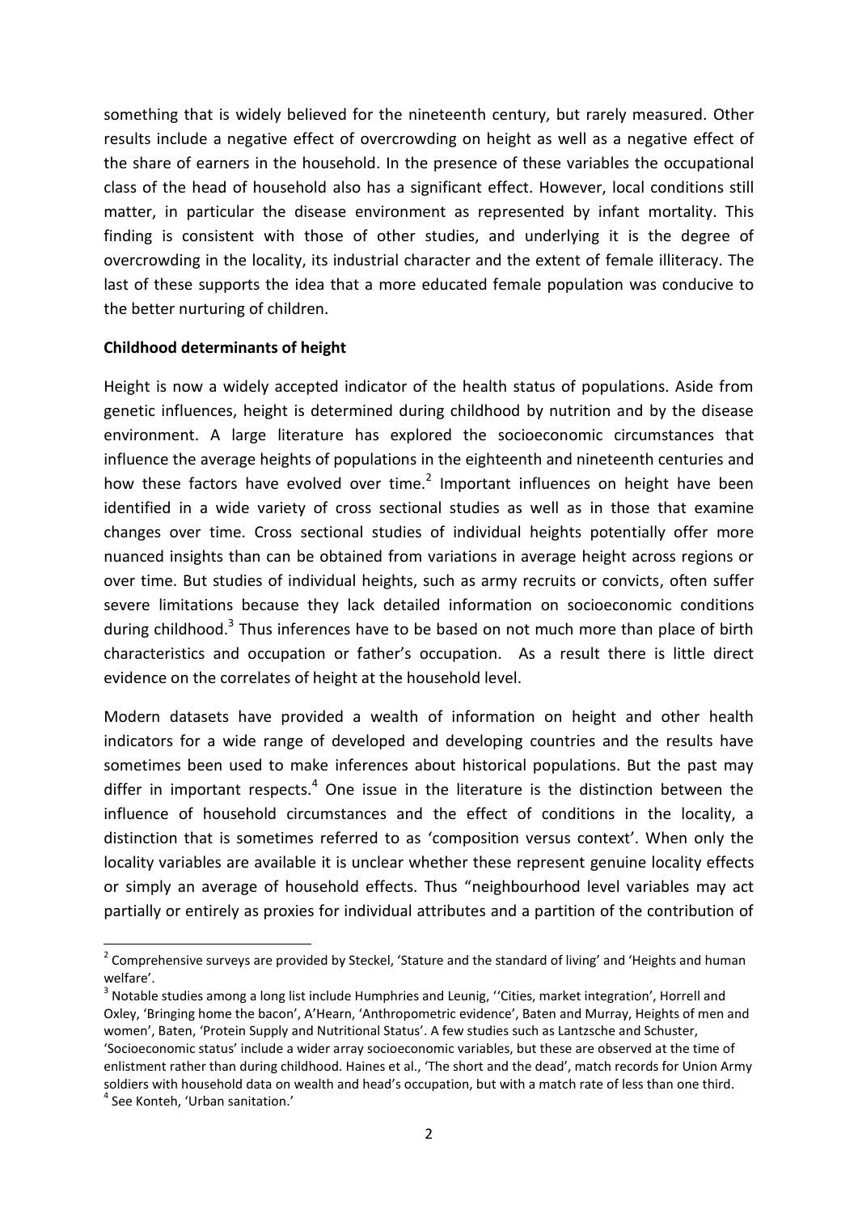something that is widely believed for the nineteenth century, but rarely measured. Other results include a negative effect of overcrowding on height as well as a negative effect of the share of earners in the household. In the presence of these variables the occupational class of the head of household also has a significant effect. However, local conditions still matter, in particular the disease environment as represented by infant mortality. This finding is consistent with those of other studies, and underlying it is the degree of overcrowding in the locality, its industrial character and the extent of female illiteracy. The last of these supports the idea that a more educated female population was conducive to the better nurturing of children.

**Childhood determinants of height**

Height is now a widely accepted indicator of the health status of populations. Aside from genetic influences, height is determined during childhood by nutrition and by the disease environment. A large literature has explored the socioeconomic circumstances that influence the average heights of populations in the eighteenth and nineteenth centuries and how these factors have evolved over time.[2] Important influences on height have been identified in a wide variety of cross sectional studies as well as in those that examine changes over time. Cross sectional studies of individual heights potentially offer more nuanced insights than can be obtained from variations in average height across regions or over time. But studies of individual heights, such as army recruits or convicts, often suffer severe limitations because they lack detailed information on socioeconomic conditions during childhood.[3] Thus inferences have to be based on not much more than place of birth characteristics and occupation or father's occupation. As a result there is little direct evidence on the correlates of height at the household level.

Modern datasets have provided a wealth of information on height and other health indicators for a wide range of developed and developing countries and the results have sometimes been used to make inferences about historical populations. But the past may differ in important respects.[4] One issue in the literature is the distinction between the influence of household circumstances and the effect of conditions in the locality, a distinction that is sometimes referred to as 'composition versus context'. When only the locality variables are available it is unclear whether these represent genuine locality effects or simply an average of household effects. Thus "neighbourhood level variables may act partially or entirely as proxies for individual attributes and a partition of the contribution of

[2] Comprehensive surveys are provided by Steckel, 'Stature and the standard of living' and 'Heights and human welfare'.

[3] Notable studies among a long list include Humphries and Leunig, ''Cities, market integration', Horrell and Oxley, 'Bringing home the bacon', A'Hearn, 'Anthropometric evidence', Baten and Murray, Heights of men and women', Baten, 'Protein Supply and Nutritional Status'. A few studies such as Lantzsche and Schuster, 'Socioeconomic status' include a wider array socioeconomic variables, but these are observed at the time of enlistment rather than during childhood. Haines et al., 'The short and the dead', match records for Union Army soldiers with household data on wealth and head's occupation, but with a match rate of less than one third.

[4] See Konteh, 'Urban sanitation.'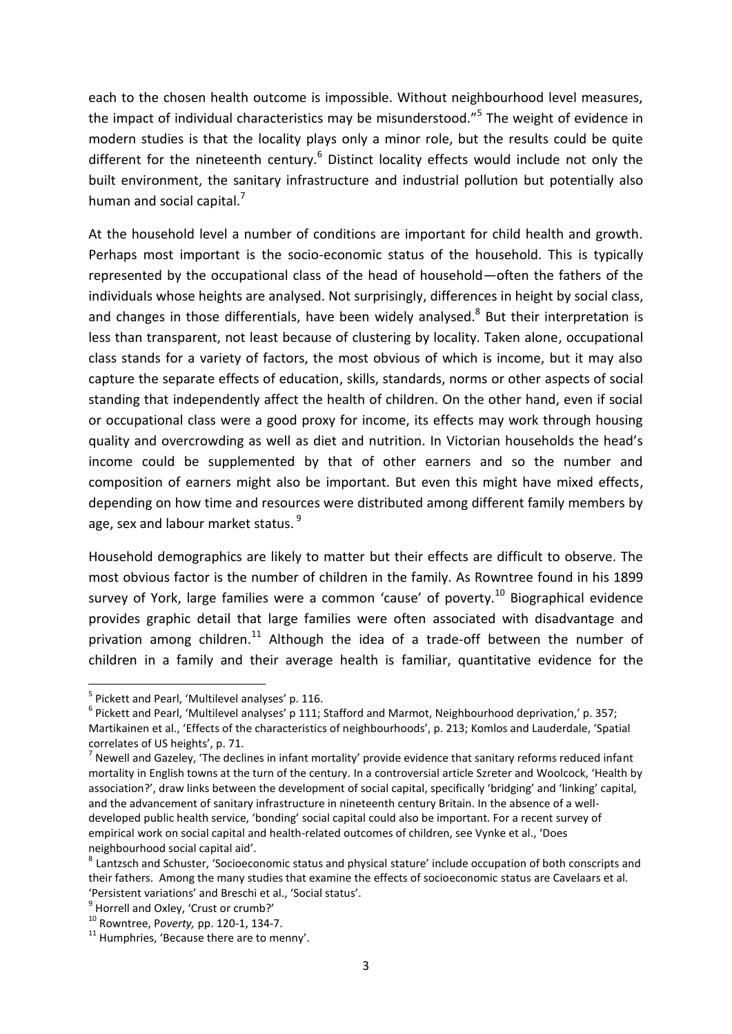each to the chosen health outcome is impossible. Without neighbourhood level measures, the impact of individual characteristics may be misunderstood."[5] The weight of evidence in modern studies is that the locality plays only a minor role, but the results could be quite different for the nineteenth century.[6] Distinct locality effects would include not only the built environment, the sanitary infrastructure and industrial pollution but potentially also human and social capital.[7]

At the household level a number of conditions are important for child health and growth. Perhaps most important is the socio-economic status of the household. This is typically represented by the occupational class of the head of household—often the fathers of the individuals whose heights are analysed. Not surprisingly, differences in height by social class, and changes in those differentials, have been widely analysed.[8] But their interpretation is less than transparent, not least because of clustering by locality. Taken alone, occupational class stands for a variety of factors, the most obvious of which is income, but it may also capture the separate effects of education, skills, standards, norms or other aspects of social standing that independently affect the health of children. On the other hand, even if social or occupational class were a good proxy for income, its effects may work through housing quality and overcrowding as well as diet and nutrition. In Victorian households the head's income could be supplemented by that of other earners and so the number and composition of earners might also be important. But even this might have mixed effects, depending on how time and resources were distributed among different family members by age, sex and labour market status. [9]

Household demographics are likely to matter but their effects are difficult to observe. The most obvious factor is the number of children in the family. As Rowntree found in his 1899 survey of York, large families were a common 'cause' of poverty.[10] Biographical evidence provides graphic detail that large families were often associated with disadvantage and privation among children.[11] Although the idea of a trade-off between the number of children in a family and their average health is familiar, quantitative evidence for the

---

[5] Pickett and Pearl, 'Multilevel analyses' p. 116.

[6] Pickett and Pearl, 'Multilevel analyses' p 111; Stafford and Marmot, Neighbourhood deprivation,' p. 357; Martikainen et al., 'Effects of the characteristics of neighbourhoods', p. 213; Komlos and Lauderdale, 'Spatial correlates of US heights', p. 71.

[7] Newell and Gazeley, 'The declines in infant mortality' provide evidence that sanitary reforms reduced infant mortality in English towns at the turn of the century. In a controversial article Szreter and Woolcock, 'Health by association?', draw links between the development of social capital, specifically 'bridging' and 'linking' capital, and the advancement of sanitary infrastructure in nineteenth century Britain. In the absence of a well-developed public health service, 'bonding' social capital could also be important. For a recent survey of empirical work on social capital and health-related outcomes of children, see Vynke et al., 'Does neighbourhood social capital aid'.

[8] Lantzsch and Schuster, 'Socioeconomic status and physical stature' include occupation of both conscripts and their fathers. Among the many studies that examine the effects of socioeconomic status are Cavelaars et al. 'Persistent variations' and Breschi et al., 'Social status'.

[9] Horrell and Oxley, 'Crust or crumb?'

[10] Rowntree, *Poverty,* pp. 120-1, 134-7.

[11] Humphries, 'Because there are to menny'.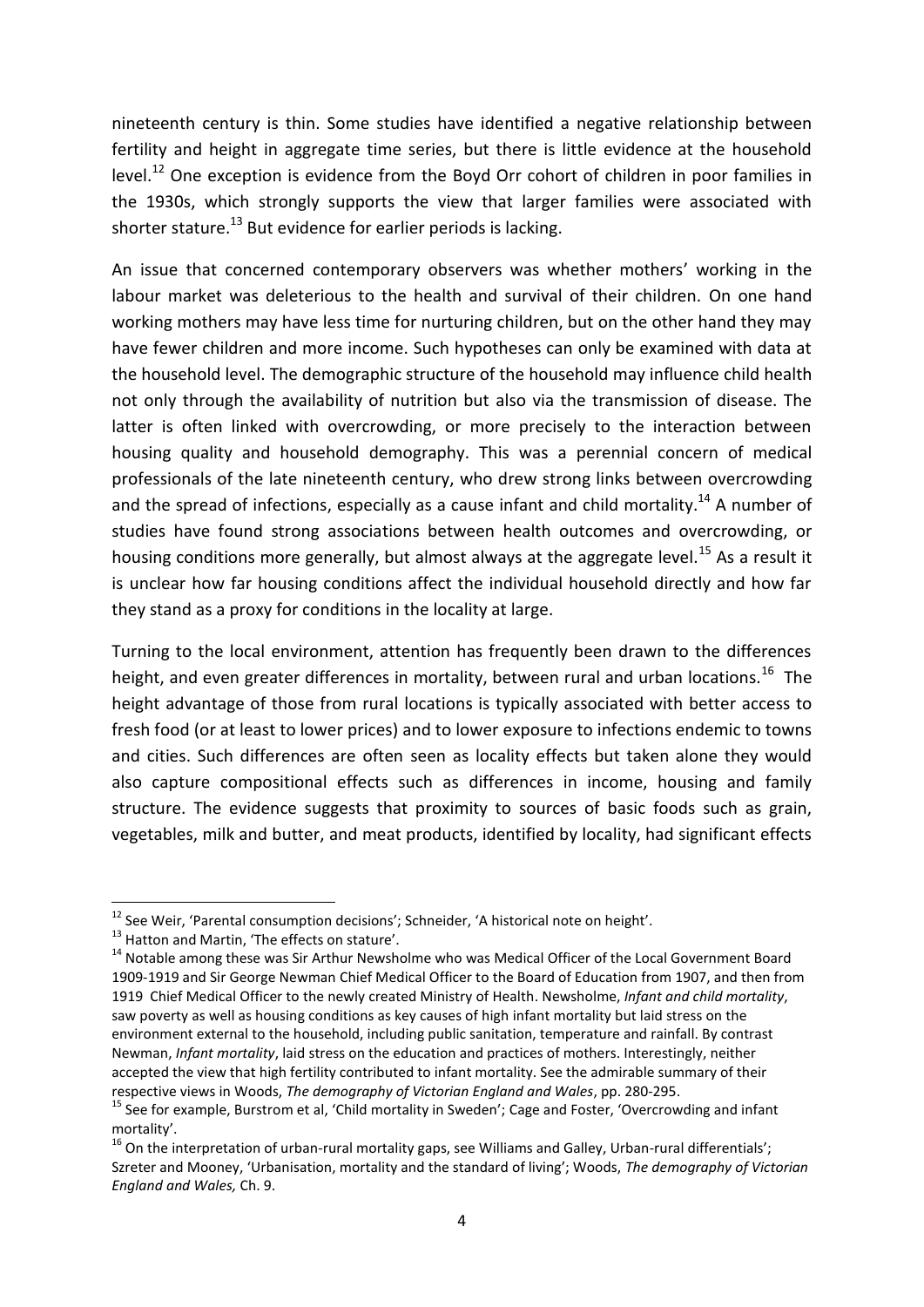nineteenth century is thin. Some studies have identified a negative relationship between fertility and height in aggregate time series, but there is little evidence at the household level.[12] One exception is evidence from the Boyd Orr cohort of children in poor families in the 1930s, which strongly supports the view that larger families were associated with shorter stature.[13] But evidence for earlier periods is lacking.

An issue that concerned contemporary observers was whether mothers' working in the labour market was deleterious to the health and survival of their children. On one hand working mothers may have less time for nurturing children, but on the other hand they may have fewer children and more income. Such hypotheses can only be examined with data at the household level. The demographic structure of the household may influence child health not only through the availability of nutrition but also via the transmission of disease. The latter is often linked with overcrowding, or more precisely to the interaction between housing quality and household demography. This was a perennial concern of medical professionals of the late nineteenth century, who drew strong links between overcrowding and the spread of infections, especially as a cause infant and child mortality.[14] A number of studies have found strong associations between health outcomes and overcrowding, or housing conditions more generally, but almost always at the aggregate level.[15] As a result it is unclear how far housing conditions affect the individual household directly and how far they stand as a proxy for conditions in the locality at large.

Turning to the local environment, attention has frequently been drawn to the differences height, and even greater differences in mortality, between rural and urban locations.[16] The height advantage of those from rural locations is typically associated with better access to fresh food (or at least to lower prices) and to lower exposure to infections endemic to towns and cities. Such differences are often seen as locality effects but taken alone they would also capture compositional effects such as differences in income, housing and family structure. The evidence suggests that proximity to sources of basic foods such as grain, vegetables, milk and butter, and meat products, identified by locality, had significant effects

---

[12] See Weir, 'Parental consumption decisions'; Schneider, 'A historical note on height'.

[13] Hatton and Martin, 'The effects on stature'.

[14] Notable among these was Sir Arthur Newsholme who was Medical Officer of the Local Government Board 1909-1919 and Sir George Newman Chief Medical Officer to the Board of Education from 1907, and then from 1919 Chief Medical Officer to the newly created Ministry of Health. Newsholme, *Infant and child mortality*, saw poverty as well as housing conditions as key causes of high infant mortality but laid stress on the environment external to the household, including public sanitation, temperature and rainfall. By contrast Newman, *Infant mortality*, laid stress on the education and practices of mothers. Interestingly, neither accepted the view that high fertility contributed to infant mortality. See the admirable summary of their respective views in Woods, *The demography of Victorian England and Wales*, pp. 280-295.

[15] See for example, Burstrom et al, 'Child mortality in Sweden'; Cage and Foster, 'Overcrowding and infant mortality'.

[16] On the interpretation of urban-rural mortality gaps, see Williams and Galley, Urban-rural differentials'; Szreter and Mooney, 'Urbanisation, mortality and the standard of living'; Woods, *The demography of Victorian England and Wales,* Ch. 9.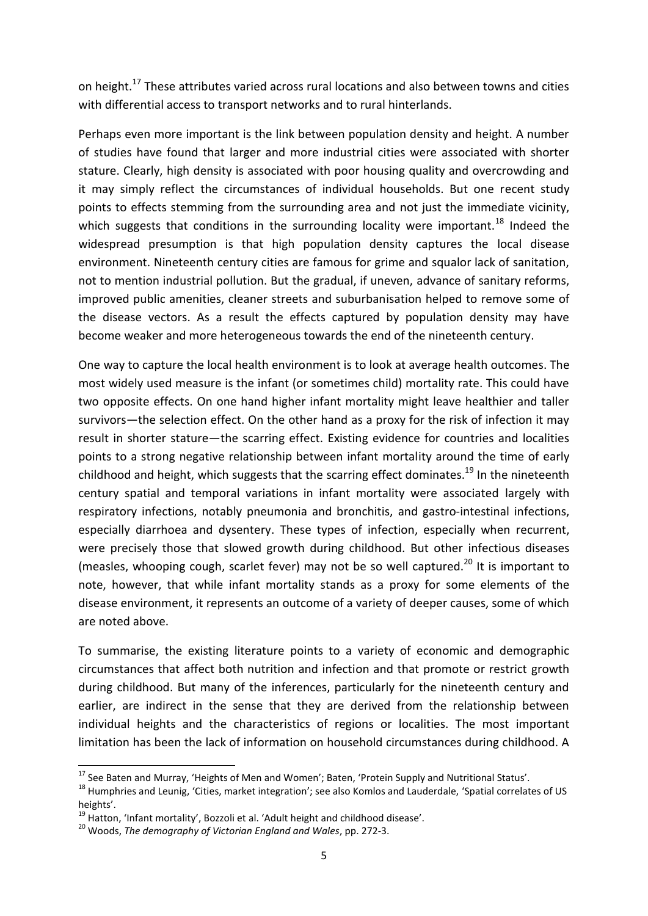on height.[17] These attributes varied across rural locations and also between towns and cities with differential access to transport networks and to rural hinterlands.

Perhaps even more important is the link between population density and height. A number of studies have found that larger and more industrial cities were associated with shorter stature. Clearly, high density is associated with poor housing quality and overcrowding and it may simply reflect the circumstances of individual households. But one recent study points to effects stemming from the surrounding area and not just the immediate vicinity, which suggests that conditions in the surrounding locality were important.[18] Indeed the widespread presumption is that high population density captures the local disease environment. Nineteenth century cities are famous for grime and squalor lack of sanitation, not to mention industrial pollution. But the gradual, if uneven, advance of sanitary reforms, improved public amenities, cleaner streets and suburbanisation helped to remove some of the disease vectors. As a result the effects captured by population density may have become weaker and more heterogeneous towards the end of the nineteenth century.

One way to capture the local health environment is to look at average health outcomes. The most widely used measure is the infant (or sometimes child) mortality rate. This could have two opposite effects. On one hand higher infant mortality might leave healthier and taller survivors—the selection effect. On the other hand as a proxy for the risk of infection it may result in shorter stature—the scarring effect. Existing evidence for countries and localities points to a strong negative relationship between infant mortality around the time of early childhood and height, which suggests that the scarring effect dominates.[19] In the nineteenth century spatial and temporal variations in infant mortality were associated largely with respiratory infections, notably pneumonia and bronchitis, and gastro-intestinal infections, especially diarrhoea and dysentery. These types of infection, especially when recurrent, were precisely those that slowed growth during childhood. But other infectious diseases (measles, whooping cough, scarlet fever) may not be so well captured.[20] It is important to note, however, that while infant mortality stands as a proxy for some elements of the disease environment, it represents an outcome of a variety of deeper causes, some of which are noted above.

To summarise, the existing literature points to a variety of economic and demographic circumstances that affect both nutrition and infection and that promote or restrict growth during childhood. But many of the inferences, particularly for the nineteenth century and earlier, are indirect in the sense that they are derived from the relationship between individual heights and the characteristics of regions or localities. The most important limitation has been the lack of information on household circumstances during childhood. A

[17] See Baten and Murray, 'Heights of Men and Women'; Baten, 'Protein Supply and Nutritional Status'.

[18] Humphries and Leunig, 'Cities, market integration'; see also Komlos and Lauderdale, 'Spatial correlates of US heights'.

[19] Hatton, 'Infant mortality', Bozzoli et al. 'Adult height and childhood disease'.

[20] Woods, *The demography of Victorian England and Wales*, pp. 272-3.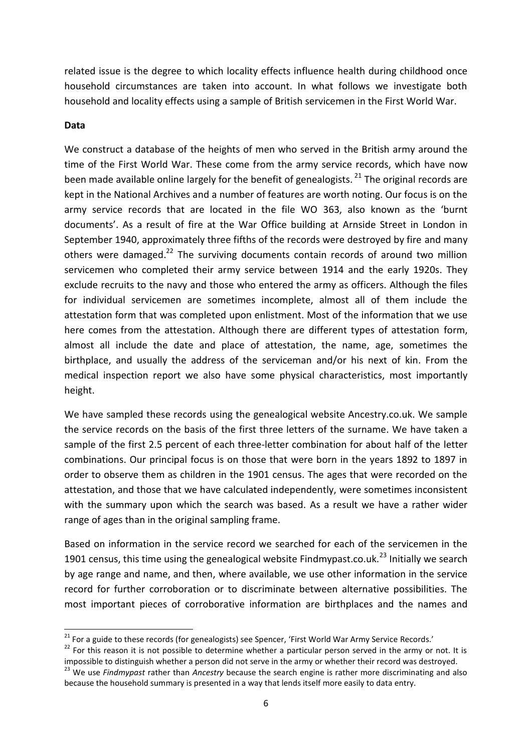related issue is the degree to which locality effects influence health during childhood once household circumstances are taken into account. In what follows we investigate both household and locality effects using a sample of British servicemen in the First World War.

**Data**

We construct a database of the heights of men who served in the British army around the time of the First World War. These come from the army service records, which have now been made available online largely for the benefit of genealogists. [21] The original records are kept in the National Archives and a number of features are worth noting. Our focus is on the army service records that are located in the file WO 363, also known as the 'burnt documents'. As a result of fire at the War Office building at Arnside Street in London in September 1940, approximately three fifths of the records were destroyed by fire and many others were damaged.[22] The surviving documents contain records of around two million servicemen who completed their army service between 1914 and the early 1920s. They exclude recruits to the navy and those who entered the army as officers. Although the files for individual servicemen are sometimes incomplete, almost all of them include the attestation form that was completed upon enlistment. Most of the information that we use here comes from the attestation. Although there are different types of attestation form, almost all include the date and place of attestation, the name, age, sometimes the birthplace, and usually the address of the serviceman and/or his next of kin. From the medical inspection report we also have some physical characteristics, most importantly height.

We have sampled these records using the genealogical website Ancestry.co.uk. We sample the service records on the basis of the first three letters of the surname. We have taken a sample of the first 2.5 percent of each three-letter combination for about half of the letter combinations. Our principal focus is on those that were born in the years 1892 to 1897 in order to observe them as children in the 1901 census. The ages that were recorded on the attestation, and those that we have calculated independently, were sometimes inconsistent with the summary upon which the search was based. As a result we have a rather wider range of ages than in the original sampling frame.

Based on information in the service record we searched for each of the servicemen in the 1901 census, this time using the genealogical website Findmypast.co.uk.[23] Initially we search by age range and name, and then, where available, we use other information in the service record for further corroboration or to discriminate between alternative possibilities. The most important pieces of corroborative information are birthplaces and the names and

[21] For a guide to these records (for genealogists) see Spencer, 'First World War Army Service Records.'

[22] For this reason it is not possible to determine whether a particular person served in the army or not. It is impossible to distinguish whether a person did not serve in the army or whether their record was destroyed.

[23] We use *Findmypast* rather than *Ancestry* because the search engine is rather more discriminating and also because the household summary is presented in a way that lends itself more easily to data entry.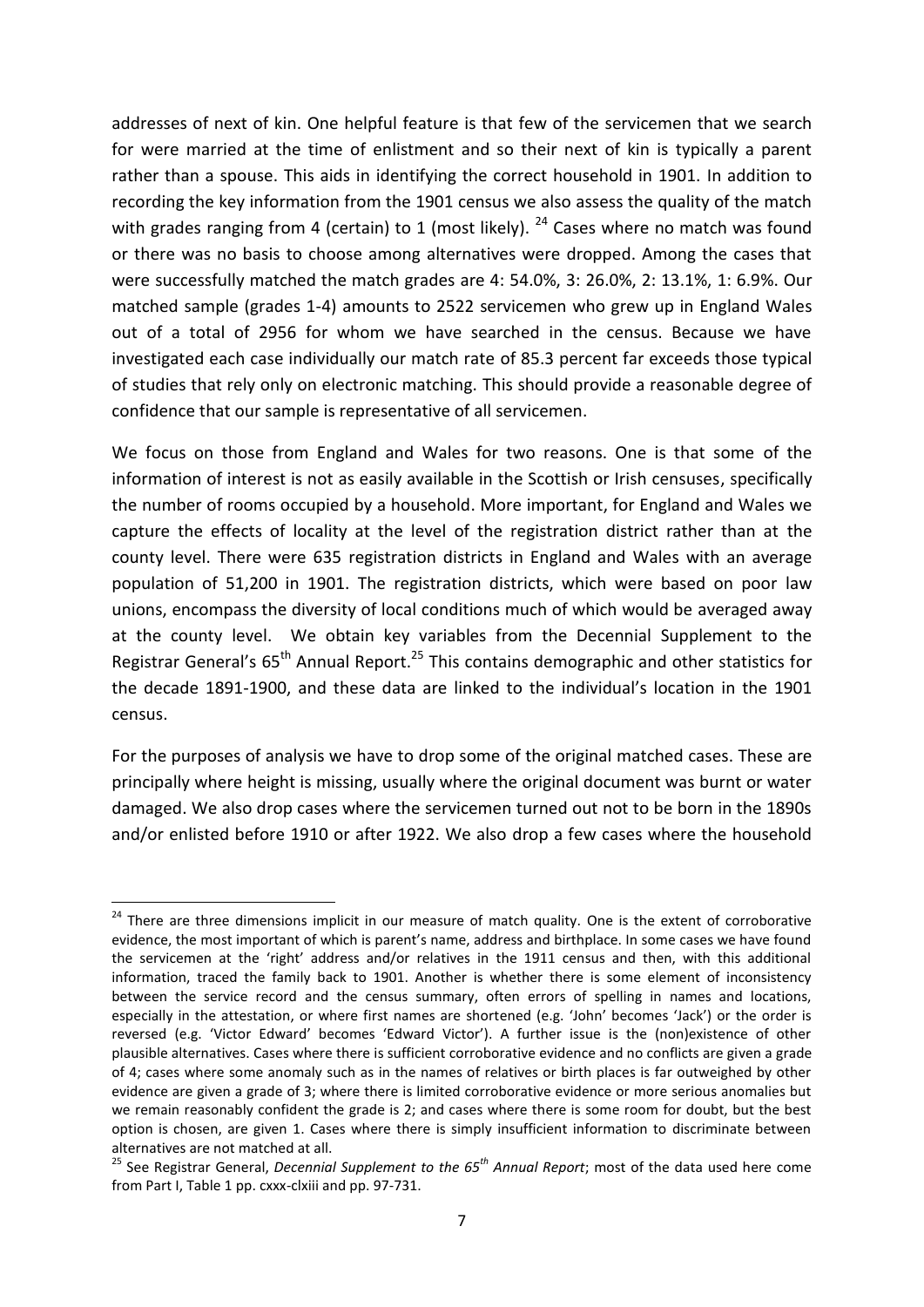addresses of next of kin. One helpful feature is that few of the servicemen that we search for were married at the time of enlistment and so their next of kin is typically a parent rather than a spouse. This aids in identifying the correct household in 1901. In addition to recording the key information from the 1901 census we also assess the quality of the match with grades ranging from 4 (certain) to 1 (most likely). [24] Cases where no match was found or there was no basis to choose among alternatives were dropped. Among the cases that were successfully matched the match grades are 4: 54.0%, 3: 26.0%, 2: 13.1%, 1: 6.9%. Our matched sample (grades 1-4) amounts to 2522 servicemen who grew up in England Wales out of a total of 2956 for whom we have searched in the census. Because we have investigated each case individually our match rate of 85.3 percent far exceeds those typical of studies that rely only on electronic matching. This should provide a reasonable degree of confidence that our sample is representative of all servicemen.

We focus on those from England and Wales for two reasons. One is that some of the information of interest is not as easily available in the Scottish or Irish censuses, specifically the number of rooms occupied by a household. More important, for England and Wales we capture the effects of locality at the level of the registration district rather than at the county level. There were 635 registration districts in England and Wales with an average population of 51,200 in 1901. The registration districts, which were based on poor law unions, encompass the diversity of local conditions much of which would be averaged away at the county level. We obtain key variables from the Decennial Supplement to the Registrar General's 65th Annual Report.[25] This contains demographic and other statistics for the decade 1891-1900, and these data are linked to the individual's location in the 1901 census.

For the purposes of analysis we have to drop some of the original matched cases. These are principally where height is missing, usually where the original document was burnt or water damaged. We also drop cases where the servicemen turned out not to be born in the 1890s and/or enlisted before 1910 or after 1922. We also drop a few cases where the household

---

[24] There are three dimensions implicit in our measure of match quality. One is the extent of corroborative evidence, the most important of which is parent's name, address and birthplace. In some cases we have found the servicemen at the 'right' address and/or relatives in the 1911 census and then, with this additional information, traced the family back to 1901. Another is whether there is some element of inconsistency between the service record and the census summary, often errors of spelling in names and locations, especially in the attestation, or where first names are shortened (e.g. 'John' becomes 'Jack') or the order is reversed (e.g. 'Victor Edward' becomes 'Edward Victor'). A further issue is the (non)existence of other plausible alternatives. Cases where there is sufficient corroborative evidence and no conflicts are given a grade of 4; cases where some anomaly such as in the names of relatives or birth places is far outweighed by other evidence are given a grade of 3; where there is limited corroborative evidence or more serious anomalies but we remain reasonably confident the grade is 2; and cases where there is some room for doubt, but the best option is chosen, are given 1. Cases where there is simply insufficient information to discriminate between alternatives are not matched at all.

[25] See Registrar General, *Decennial Supplement to the 65th Annual Report*; most of the data used here come from Part I, Table 1 pp. cxxx-clxiii and pp. 97-731.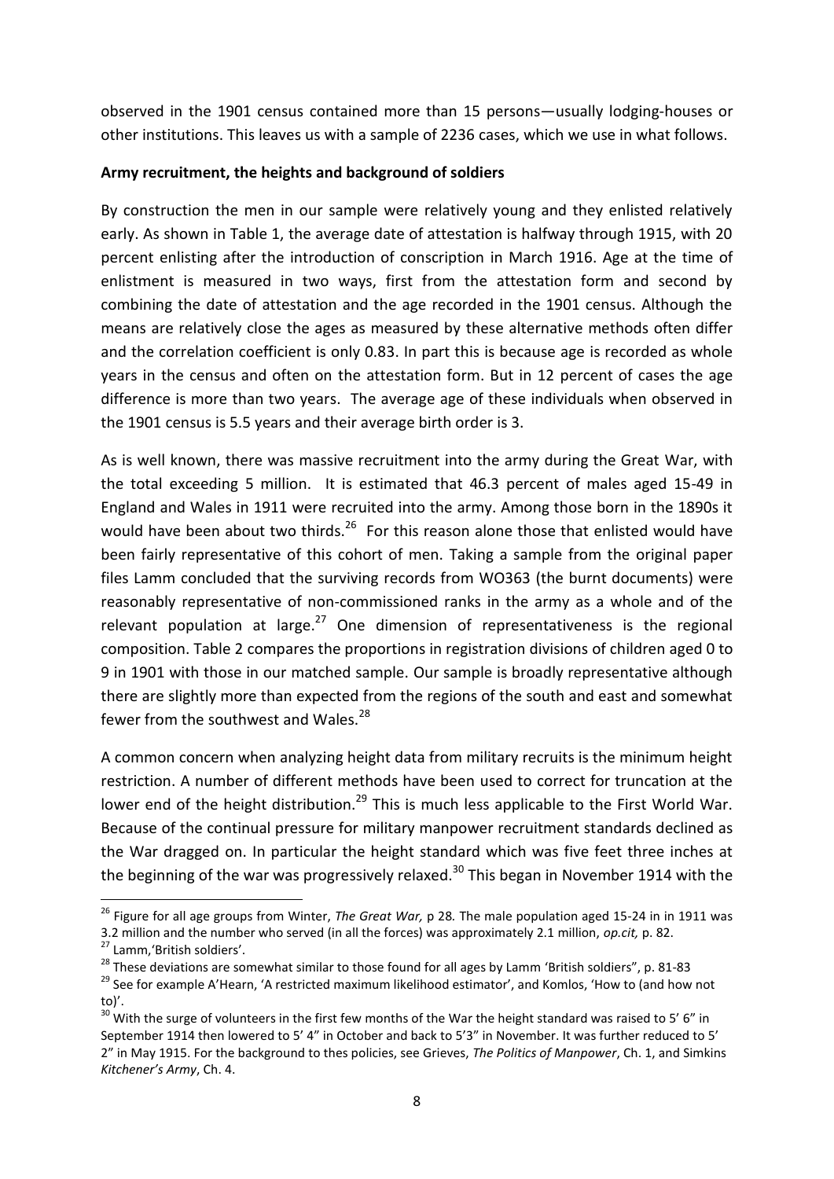observed in the 1901 census contained more than 15 persons—usually lodging-houses or other institutions. This leaves us with a sample of 2236 cases, which we use in what follows.

**Army recruitment, the heights and background of soldiers**

By construction the men in our sample were relatively young and they enlisted relatively early. As shown in Table 1, the average date of attestation is halfway through 1915, with 20 percent enlisting after the introduction of conscription in March 1916. Age at the time of enlistment is measured in two ways, first from the attestation form and second by combining the date of attestation and the age recorded in the 1901 census. Although the means are relatively close the ages as measured by these alternative methods often differ and the correlation coefficient is only 0.83. In part this is because age is recorded as whole years in the census and often on the attestation form. But in 12 percent of cases the age difference is more than two years. The average age of these individuals when observed in the 1901 census is 5.5 years and their average birth order is 3.

As is well known, there was massive recruitment into the army during the Great War, with the total exceeding 5 million. It is estimated that 46.3 percent of males aged 15-49 in England and Wales in 1911 were recruited into the army. Among those born in the 1890s it would have been about two thirds.[26] For this reason alone those that enlisted would have been fairly representative of this cohort of men. Taking a sample from the original paper files Lamm concluded that the surviving records from WO363 (the burnt documents) were reasonably representative of non-commissioned ranks in the army as a whole and of the relevant population at large.[27] One dimension of representativeness is the regional composition. Table 2 compares the proportions in registration divisions of children aged 0 to 9 in 1901 with those in our matched sample. Our sample is broadly representative although there are slightly more than expected from the regions of the south and east and somewhat fewer from the southwest and Wales.[28]

A common concern when analyzing height data from military recruits is the minimum height restriction. A number of different methods have been used to correct for truncation at the lower end of the height distribution.[29] This is much less applicable to the First World War. Because of the continual pressure for military manpower recruitment standards declined as the War dragged on. In particular the height standard which was five feet three inches at the beginning of the war was progressively relaxed.[30] This began in November 1914 with the

---

[26] Figure for all age groups from Winter, *The Great War,* p 28*.* The male population aged 15-24 in in 1911 was 3.2 million and the number who served (in all the forces) was approximately 2.1 million, *op.cit,* p. 82.

[27] Lamm,'British soldiers'.

[28] These deviations are somewhat similar to those found for all ages by Lamm 'British soldiers", p. 81-83

[29] See for example A'Hearn, 'A restricted maximum likelihood estimator', and Komlos, 'How to (and how not to)'.

[30] With the surge of volunteers in the first few months of the War the height standard was raised to 5' 6" in September 1914 then lowered to 5' 4" in October and back to 5'3" in November. It was further reduced to 5' 2" in May 1915. For the background to thes policies, see Grieves, *The Politics of Manpower*, Ch. 1, and Simkins *Kitchener's Army*, Ch. 4.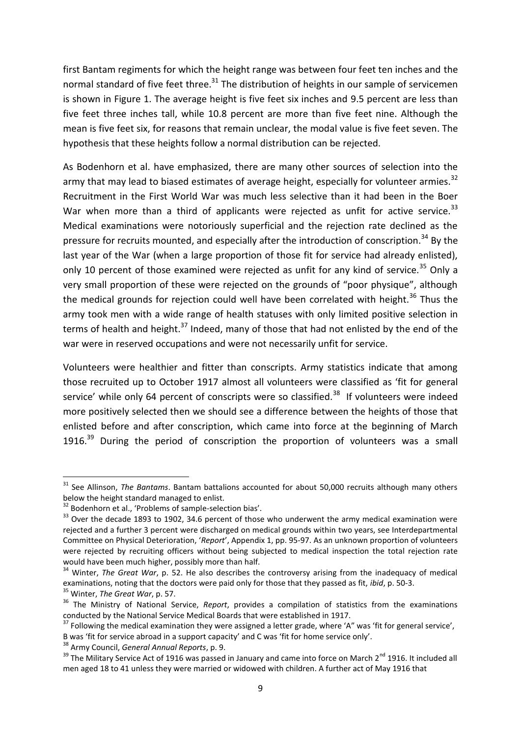first Bantam regiments for which the height range was between four feet ten inches and the normal standard of five feet three.[31] The distribution of heights in our sample of servicemen is shown in Figure 1. The average height is five feet six inches and 9.5 percent are less than five feet three inches tall, while 10.8 percent are more than five feet nine. Although the mean is five feet six, for reasons that remain unclear, the modal value is five feet seven. The hypothesis that these heights follow a normal distribution can be rejected.

As Bodenhorn et al. have emphasized, there are many other sources of selection into the army that may lead to biased estimates of average height, especially for volunteer armies.[32] Recruitment in the First World War was much less selective than it had been in the Boer War when more than a third of applicants were rejected as unfit for active service.[33] Medical examinations were notoriously superficial and the rejection rate declined as the pressure for recruits mounted, and especially after the introduction of conscription.[34] By the last year of the War (when a large proportion of those fit for service had already enlisted), only 10 percent of those examined were rejected as unfit for any kind of service.[35] Only a very small proportion of these were rejected on the grounds of "poor physique", although the medical grounds for rejection could well have been correlated with height.[36] Thus the army took men with a wide range of health statuses with only limited positive selection in terms of health and height.[37] Indeed, many of those that had not enlisted by the end of the war were in reserved occupations and were not necessarily unfit for service.

Volunteers were healthier and fitter than conscripts. Army statistics indicate that among those recruited up to October 1917 almost all volunteers were classified as 'fit for general service' while only 64 percent of conscripts were so classified.[38] If volunteers were indeed more positively selected then we should see a difference between the heights of those that enlisted before and after conscription, which came into force at the beginning of March 1916.[39] During the period of conscription the proportion of volunteers was a small

---

[31] See Allinson, *The Bantams*. Bantam battalions accounted for about 50,000 recruits although many others below the height standard managed to enlist.

[32] Bodenhorn et al., 'Problems of sample-selection bias'.

[33] Over the decade 1893 to 1902, 34.6 percent of those who underwent the army medical examination were rejected and a further 3 percent were discharged on medical grounds within two years, see Interdepartmental Committee on Physical Deterioration, '*Report*', Appendix 1, pp. 95-97. As an unknown proportion of volunteers were rejected by recruiting officers without being subjected to medical inspection the total rejection rate would have been much higher, possibly more than half.

[34] Winter, *The Great War*, p. 52. He also describes the controversy arising from the inadequacy of medical examinations, noting that the doctors were paid only for those that they passed as fit, *ibid*, p. 50-3.

[35] Winter, *The Great War*, p. 57.

[36] The Ministry of National Service, *Report*, provides a compilation of statistics from the examinations conducted by the National Service Medical Boards that were established in 1917.

[37] Following the medical examination they were assigned a letter grade, where 'A" was 'fit for general service', B was 'fit for service abroad in a support capacity' and C was 'fit for home service only'.

[38] Army Council, *General Annual Reports*, p. 9.

[39] The Military Service Act of 1916 was passed in January and came into force on March 2nd 1916. It included all men aged 18 to 41 unless they were married or widowed with children. A further act of May 1916 that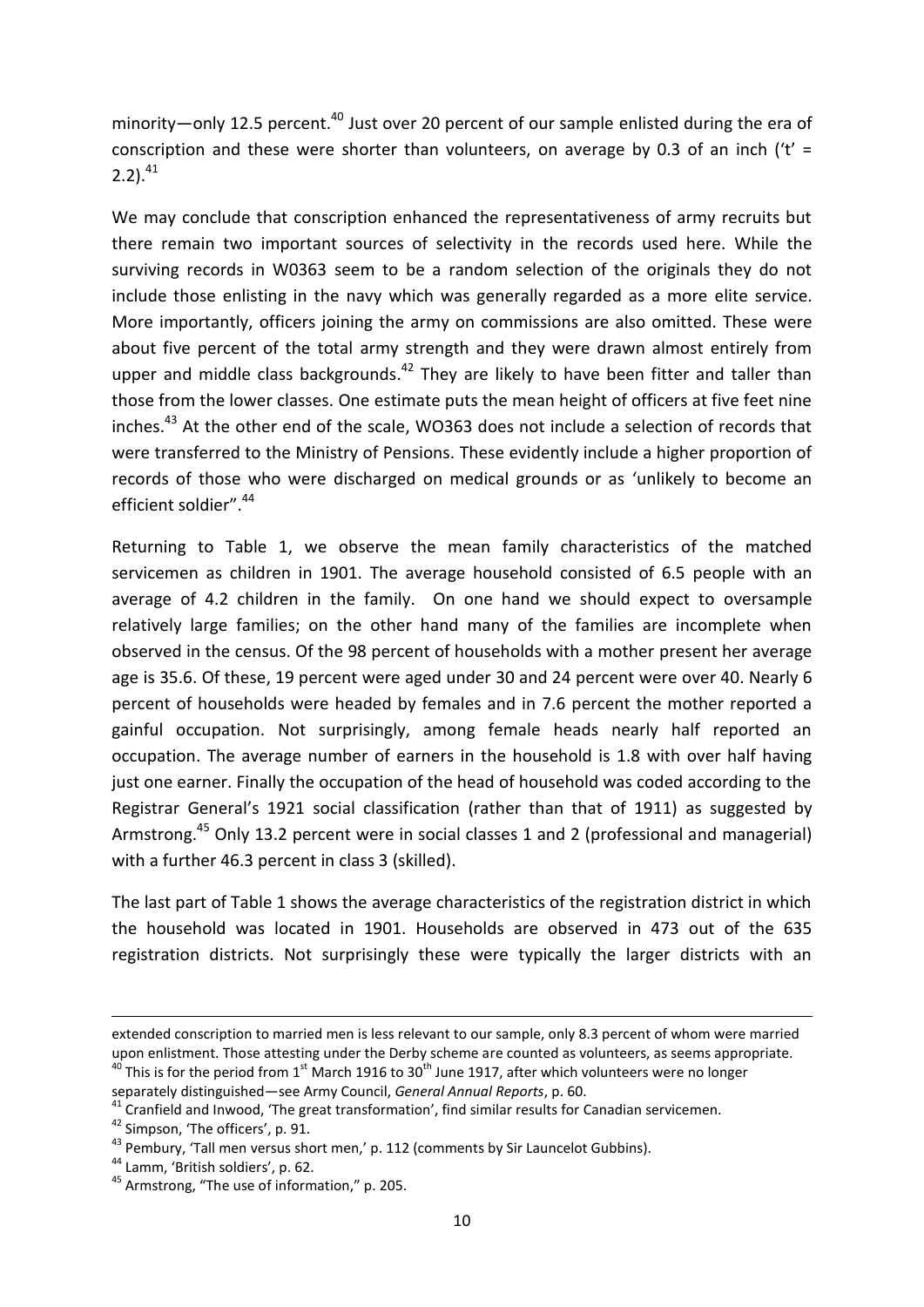minority—only 12.5 percent.[40] Just over 20 percent of our sample enlisted during the era of conscription and these were shorter than volunteers, on average by 0.3 of an inch ('t' = 2.2).[41]

We may conclude that conscription enhanced the representativeness of army recruits but there remain two important sources of selectivity in the records used here. While the surviving records in W0363 seem to be a random selection of the originals they do not include those enlisting in the navy which was generally regarded as a more elite service. More importantly, officers joining the army on commissions are also omitted. These were about five percent of the total army strength and they were drawn almost entirely from upper and middle class backgrounds.[42] They are likely to have been fitter and taller than those from the lower classes. One estimate puts the mean height of officers at five feet nine inches.[43] At the other end of the scale, WO363 does not include a selection of records that were transferred to the Ministry of Pensions. These evidently include a higher proportion of records of those who were discharged on medical grounds or as 'unlikely to become an efficient soldier".[44]

Returning to Table 1, we observe the mean family characteristics of the matched servicemen as children in 1901. The average household consisted of 6.5 people with an average of 4.2 children in the family. On one hand we should expect to oversample relatively large families; on the other hand many of the families are incomplete when observed in the census. Of the 98 percent of households with a mother present her average age is 35.6. Of these, 19 percent were aged under 30 and 24 percent were over 40. Nearly 6 percent of households were headed by females and in 7.6 percent the mother reported a gainful occupation. Not surprisingly, among female heads nearly half reported an occupation. The average number of earners in the household is 1.8 with over half having just one earner. Finally the occupation of the head of household was coded according to the Registrar General's 1921 social classification (rather than that of 1911) as suggested by Armstrong.[45] Only 13.2 percent were in social classes 1 and 2 (professional and managerial) with a further 46.3 percent in class 3 (skilled).

The last part of Table 1 shows the average characteristics of the registration district in which the household was located in 1901. Households are observed in 473 out of the 635 registration districts. Not surprisingly these were typically the larger districts with an

---

extended conscription to married men is less relevant to our sample, only 8.3 percent of whom were married upon enlistment. Those attesting under the Derby scheme are counted as volunteers, as seems appropriate.

[40] This is for the period from 1st March 1916 to 30th June 1917, after which volunteers were no longer separately distinguished—see Army Council, *General Annual Reports*, p. 60.

[41] Cranfield and Inwood, 'The great transformation', find similar results for Canadian servicemen.

[42] Simpson, 'The officers', p. 91.

[43] Pembury, 'Tall men versus short men,' p. 112 (comments by Sir Launcelot Gubbins).

[44] Lamm, 'British soldiers', p. 62.

[45] Armstrong, "The use of information," p. 205.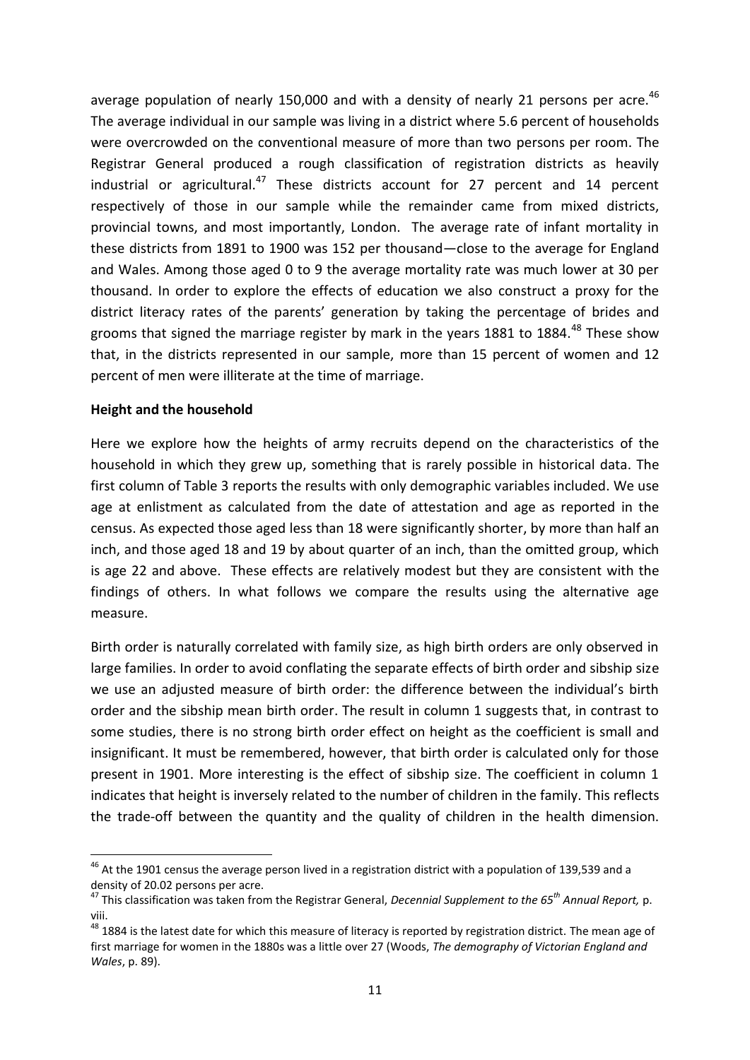average population of nearly 150,000 and with a density of nearly 21 persons per acre.[46] The average individual in our sample was living in a district where 5.6 percent of households were overcrowded on the conventional measure of more than two persons per room. The Registrar General produced a rough classification of registration districts as heavily industrial or agricultural.[47] These districts account for 27 percent and 14 percent respectively of those in our sample while the remainder came from mixed districts, provincial towns, and most importantly, London. The average rate of infant mortality in these districts from 1891 to 1900 was 152 per thousand—close to the average for England and Wales. Among those aged 0 to 9 the average mortality rate was much lower at 30 per thousand. In order to explore the effects of education we also construct a proxy for the district literacy rates of the parents' generation by taking the percentage of brides and grooms that signed the marriage register by mark in the years 1881 to 1884.[48] These show that, in the districts represented in our sample, more than 15 percent of women and 12 percent of men were illiterate at the time of marriage.

**Height and the household**

Here we explore how the heights of army recruits depend on the characteristics of the household in which they grew up, something that is rarely possible in historical data. The first column of Table 3 reports the results with only demographic variables included. We use age at enlistment as calculated from the date of attestation and age as reported in the census. As expected those aged less than 18 were significantly shorter, by more than half an inch, and those aged 18 and 19 by about quarter of an inch, than the omitted group, which is age 22 and above. These effects are relatively modest but they are consistent with the findings of others. In what follows we compare the results using the alternative age measure.

Birth order is naturally correlated with family size, as high birth orders are only observed in large families. In order to avoid conflating the separate effects of birth order and sibship size we use an adjusted measure of birth order: the difference between the individual's birth order and the sibship mean birth order. The result in column 1 suggests that, in contrast to some studies, there is no strong birth order effect on height as the coefficient is small and insignificant. It must be remembered, however, that birth order is calculated only for those present in 1901. More interesting is the effect of sibship size. The coefficient in column 1 indicates that height is inversely related to the number of children in the family. This reflects the trade-off between the quantity and the quality of children in the health dimension.

---

[46] At the 1901 census the average person lived in a registration district with a population of 139,539 and a density of 20.02 persons per acre.

[47] This classification was taken from the Registrar General, *Decennial Supplement to the 65th Annual Report,* p. viii.

[48] 1884 is the latest date for which this measure of literacy is reported by registration district. The mean age of first marriage for women in the 1880s was a little over 27 (Woods, *The demography of Victorian England and Wales*, p. 89).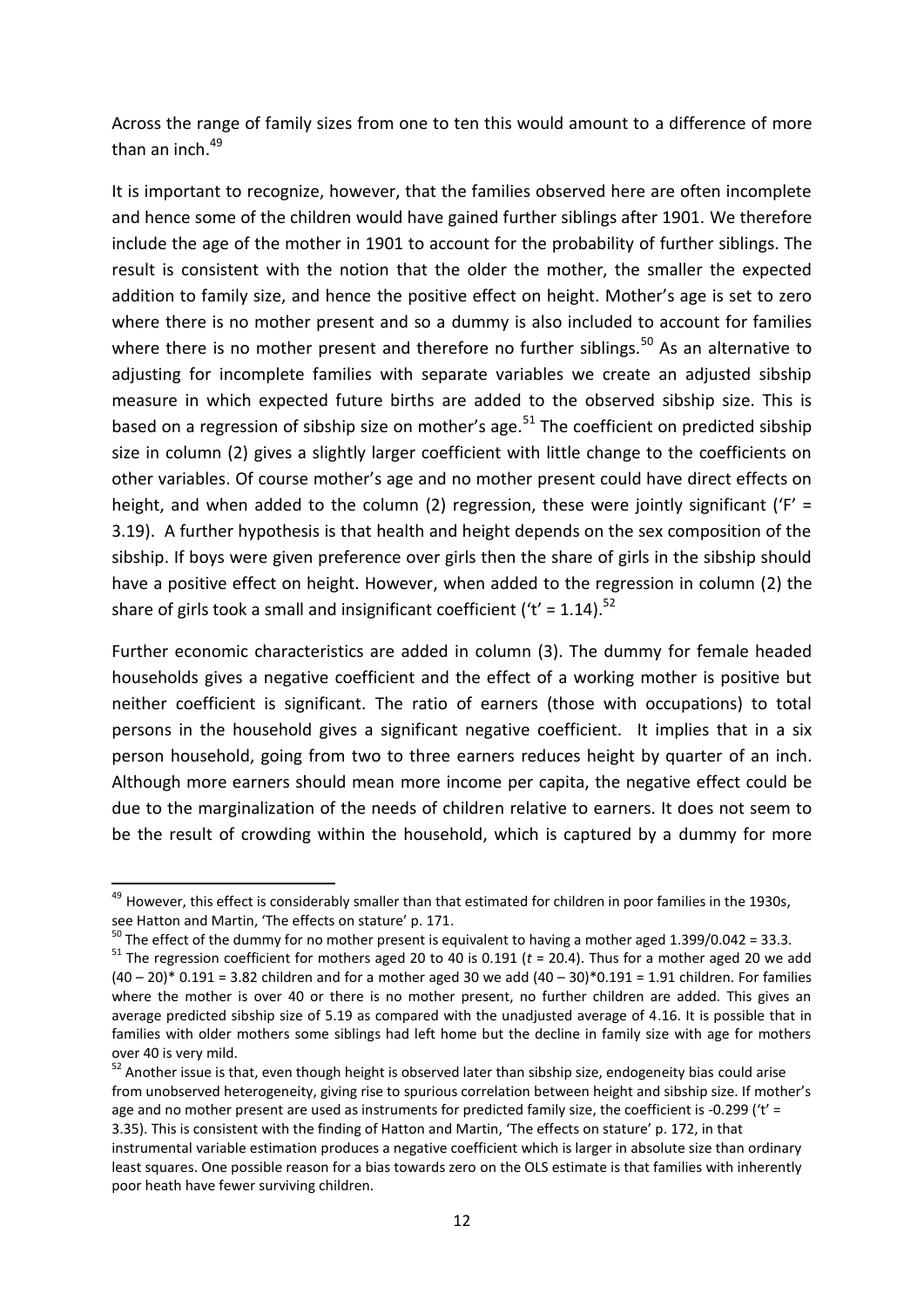Across the range of family sizes from one to ten this would amount to a difference of more than an inch.[49]

It is important to recognize, however, that the families observed here are often incomplete and hence some of the children would have gained further siblings after 1901. We therefore include the age of the mother in 1901 to account for the probability of further siblings. The result is consistent with the notion that the older the mother, the smaller the expected addition to family size, and hence the positive effect on height. Mother's age is set to zero where there is no mother present and so a dummy is also included to account for families where there is no mother present and therefore no further siblings.[50] As an alternative to adjusting for incomplete families with separate variables we create an adjusted sibship measure in which expected future births are added to the observed sibship size. This is based on a regression of sibship size on mother's age.[51] The coefficient on predicted sibship size in column (2) gives a slightly larger coefficient with little change to the coefficients on other variables. Of course mother's age and no mother present could have direct effects on height, and when added to the column (2) regression, these were jointly significant ('F' = 3.19). A further hypothesis is that health and height depends on the sex composition of the sibship. If boys were given preference over girls then the share of girls in the sibship should have a positive effect on height. However, when added to the regression in column (2) the share of girls took a small and insignificant coefficient ('t' = 1.14).[52]

Further economic characteristics are added in column (3). The dummy for female headed households gives a negative coefficient and the effect of a working mother is positive but neither coefficient is significant. The ratio of earners (those with occupations) to total persons in the household gives a significant negative coefficient. It implies that in a six person household, going from two to three earners reduces height by quarter of an inch. Although more earners should mean more income per capita, the negative effect could be due to the marginalization of the needs of children relative to earners. It does not seem to be the result of crowding within the household, which is captured by a dummy for more

---

[49] However, this effect is considerably smaller than that estimated for children in poor families in the 1930s, see Hatton and Martin, 'The effects on stature' p. 171.

[50] The effect of the dummy for no mother present is equivalent to having a mother aged 1.399/0.042 = 33.3.

[51] The regression coefficient for mothers aged 20 to 40 is 0.191 ($t$ = 20.4). Thus for a mother aged 20 we add $(40 - 20) * 0.191 = 3.82$ children and for a mother aged 30 we add $(40 - 30) * 0.191 = 1.91$ children. For families where the mother is over 40 or there is no mother present, no further children are added. This gives an average predicted sibship size of 5.19 as compared with the unadjusted average of 4.16. It is possible that in families with older mothers some siblings had left home but the decline in family size with age for mothers over 40 is very mild.

[52] Another issue is that, even though height is observed later than sibship size, endogeneity bias could arise from unobserved heterogeneity, giving rise to spurious correlation between height and sibship size. If mother's age and no mother present are used as instruments for predicted family size, the coefficient is -0.299 ('t' = 3.35). This is consistent with the finding of Hatton and Martin, 'The effects on stature' p. 172, in that instrumental variable estimation produces a negative coefficient which is larger in absolute size than ordinary least squares. One possible reason for a bias towards zero on the OLS estimate is that families with inherently poor heath have fewer surviving children.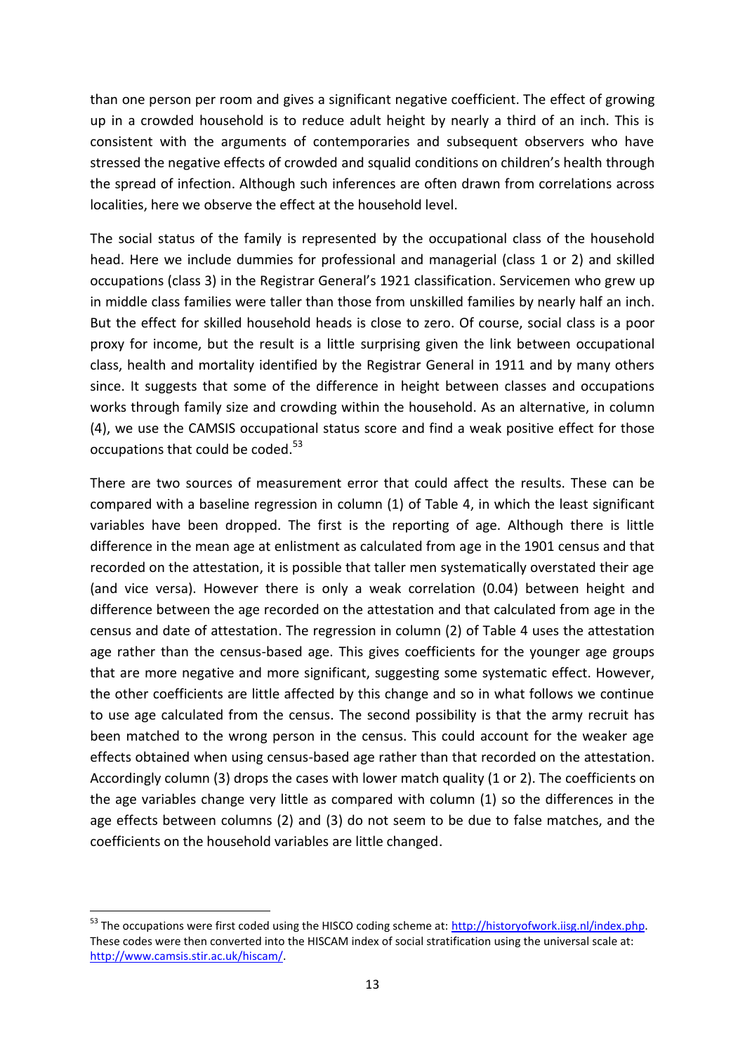than one person per room and gives a significant negative coefficient. The effect of growing up in a crowded household is to reduce adult height by nearly a third of an inch. This is consistent with the arguments of contemporaries and subsequent observers who have stressed the negative effects of crowded and squalid conditions on children's health through the spread of infection. Although such inferences are often drawn from correlations across localities, here we observe the effect at the household level.

The social status of the family is represented by the occupational class of the household head. Here we include dummies for professional and managerial (class 1 or 2) and skilled occupations (class 3) in the Registrar General's 1921 classification. Servicemen who grew up in middle class families were taller than those from unskilled families by nearly half an inch. But the effect for skilled household heads is close to zero. Of course, social class is a poor proxy for income, but the result is a little surprising given the link between occupational class, health and mortality identified by the Registrar General in 1911 and by many others since. It suggests that some of the difference in height between classes and occupations works through family size and crowding within the household. As an alternative, in column (4), we use the CAMSIS occupational status score and find a weak positive effect for those occupations that could be coded.[53]

There are two sources of measurement error that could affect the results. These can be compared with a baseline regression in column (1) of Table 4, in which the least significant variables have been dropped. The first is the reporting of age. Although there is little difference in the mean age at enlistment as calculated from age in the 1901 census and that recorded on the attestation, it is possible that taller men systematically overstated their age (and vice versa). However there is only a weak correlation (0.04) between height and difference between the age recorded on the attestation and that calculated from age in the census and date of attestation. The regression in column (2) of Table 4 uses the attestation age rather than the census-based age. This gives coefficients for the younger age groups that are more negative and more significant, suggesting some systematic effect. However, the other coefficients are little affected by this change and so in what follows we continue to use age calculated from the census. The second possibility is that the army recruit has been matched to the wrong person in the census. This could account for the weaker age effects obtained when using census-based age rather than that recorded on the attestation. Accordingly column (3) drops the cases with lower match quality (1 or 2). The coefficients on the age variables change very little as compared with column (1) so the differences in the age effects between columns (2) and (3) do not seem to be due to false matches, and the coefficients on the household variables are little changed.

[53] The occupations were first coded using the HISCO coding scheme at: http://historyofwork.iisg.nl/index.php. These codes were then converted into the HISCAM index of social stratification using the universal scale at: http://www.camsis.stir.ac.uk/hiscam/.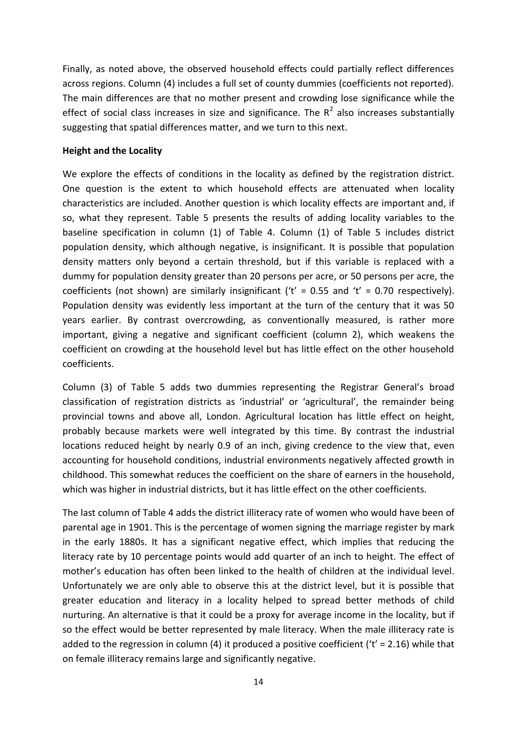Finally, as noted above, the observed household effects could partially reflect differences across regions. Column (4) includes a full set of county dummies (coefficients not reported). The main differences are that no mother present and crowding lose significance while the effect of social class increases in size and significance. The $R^2$ also increases substantially suggesting that spatial differences matter, and we turn to this next.

**Height and the Locality**

We explore the effects of conditions in the locality as defined by the registration district. One question is the extent to which household effects are attenuated when locality characteristics are included. Another question is which locality effects are important and, if so, what they represent. Table 5 presents the results of adding locality variables to the baseline specification in column (1) of Table 4. Column (1) of Table 5 includes district population density, which although negative, is insignificant. It is possible that population density matters only beyond a certain threshold, but if this variable is replaced with a dummy for population density greater than 20 persons per acre, or 50 persons per acre, the coefficients (not shown) are similarly insignificant ('t' = 0.55 and 't' = 0.70 respectively). Population density was evidently less important at the turn of the century that it was 50 years earlier. By contrast overcrowding, as conventionally measured, is rather more important, giving a negative and significant coefficient (column 2), which weakens the coefficient on crowding at the household level but has little effect on the other household coefficients.

Column (3) of Table 5 adds two dummies representing the Registrar General's broad classification of registration districts as 'industrial' or 'agricultural', the remainder being provincial towns and above all, London. Agricultural location has little effect on height, probably because markets were well integrated by this time. By contrast the industrial locations reduced height by nearly 0.9 of an inch, giving credence to the view that, even accounting for household conditions, industrial environments negatively affected growth in childhood. This somewhat reduces the coefficient on the share of earners in the household, which was higher in industrial districts, but it has little effect on the other coefficients.

The last column of Table 4 adds the district illiteracy rate of women who would have been of parental age in 1901. This is the percentage of women signing the marriage register by mark in the early 1880s. It has a significant negative effect, which implies that reducing the literacy rate by 10 percentage points would add quarter of an inch to height. The effect of mother's education has often been linked to the health of children at the individual level. Unfortunately we are only able to observe this at the district level, but it is possible that greater education and literacy in a locality helped to spread better methods of child nurturing. An alternative is that it could be a proxy for average income in the locality, but if so the effect would be better represented by male literacy. When the male illiteracy rate is added to the regression in column (4) it produced a positive coefficient ('t' = 2.16) while that on female illiteracy remains large and significantly negative.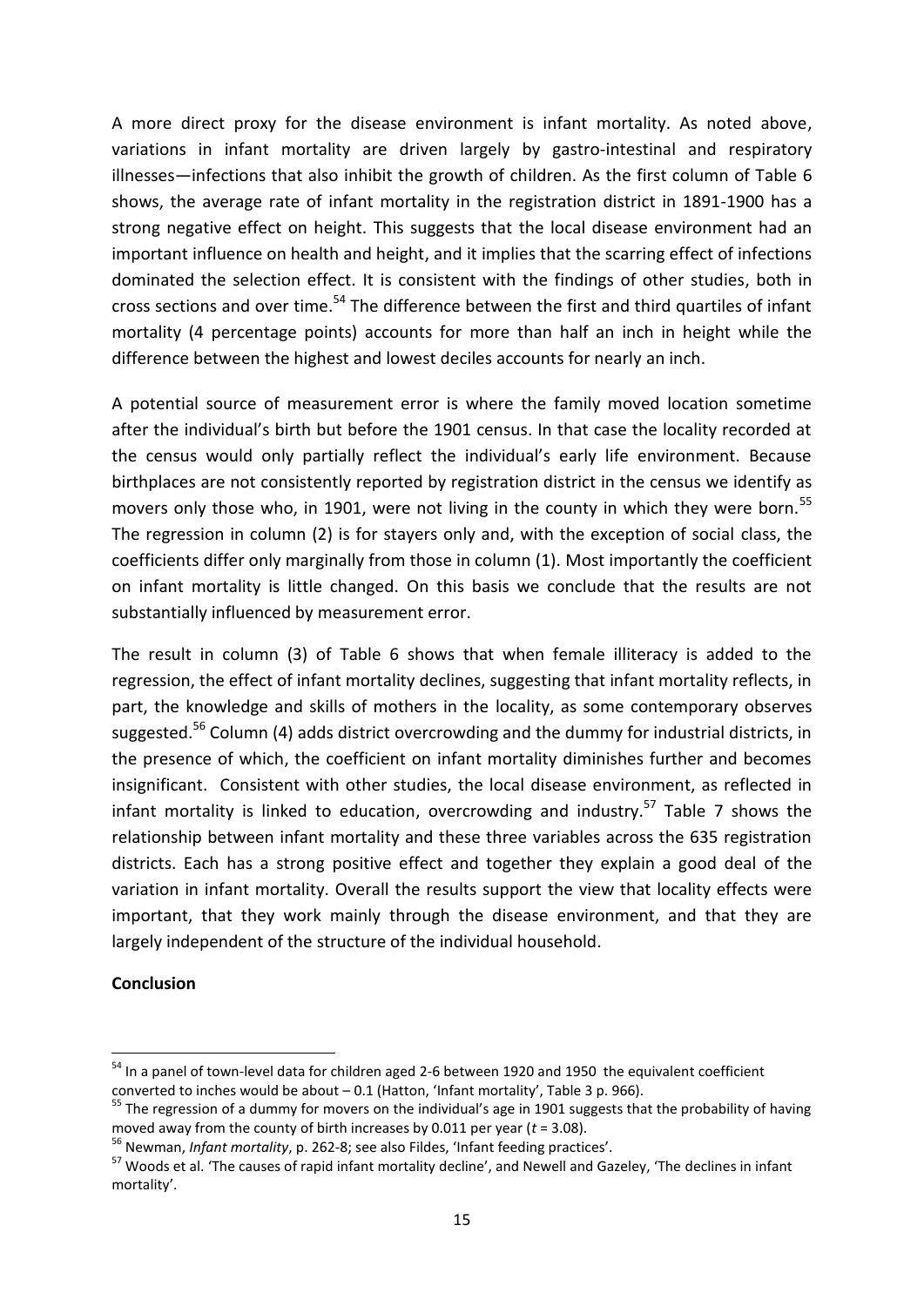A more direct proxy for the disease environment is infant mortality. As noted above, variations in infant mortality are driven largely by gastro-intestinal and respiratory illnesses—infections that also inhibit the growth of children. As the first column of Table 6 shows, the average rate of infant mortality in the registration district in 1891-1900 has a strong negative effect on height. This suggests that the local disease environment had an important influence on health and height, and it implies that the scarring effect of infections dominated the selection effect. It is consistent with the findings of other studies, both in cross sections and over time.[54] The difference between the first and third quartiles of infant mortality (4 percentage points) accounts for more than half an inch in height while the difference between the highest and lowest deciles accounts for nearly an inch.

A potential source of measurement error is where the family moved location sometime after the individual's birth but before the 1901 census. In that case the locality recorded at the census would only partially reflect the individual's early life environment. Because birthplaces are not consistently reported by registration district in the census we identify as movers only those who, in 1901, were not living in the county in which they were born.[55] The regression in column (2) is for stayers only and, with the exception of social class, the coefficients differ only marginally from those in column (1). Most importantly the coefficient on infant mortality is little changed. On this basis we conclude that the results are not substantially influenced by measurement error.

The result in column (3) of Table 6 shows that when female illiteracy is added to the regression, the effect of infant mortality declines, suggesting that infant mortality reflects, in part, the knowledge and skills of mothers in the locality, as some contemporary observes suggested.[56] Column (4) adds district overcrowding and the dummy for industrial districts, in the presence of which, the coefficient on infant mortality diminishes further and becomes insignificant. Consistent with other studies, the local disease environment, as reflected in infant mortality is linked to education, overcrowding and industry.[57] Table 7 shows the relationship between infant mortality and these three variables across the 635 registration districts. Each has a strong positive effect and together they explain a good deal of the variation in infant mortality. Overall the results support the view that locality effects were important, that they work mainly through the disease environment, and that they are largely independent of the structure of the individual household.

**Conclusion**

---

[54] In a panel of town-level data for children aged 2-6 between 1920 and 1950 the equivalent coefficient converted to inches would be about – 0.1 (Hatton, 'Infant mortality', Table 3 p. 966).

[55] The regression of a dummy for movers on the individual's age in 1901 suggests that the probability of having moved away from the county of birth increases by 0.011 per year ($t$ = 3.08).

[56] Newman, *Infant mortality*, p. 262-8; see also Fildes, 'Infant feeding practices'.

[57] Woods et al. 'The causes of rapid infant mortality decline', and Newell and Gazeley, 'The declines in infant mortality'.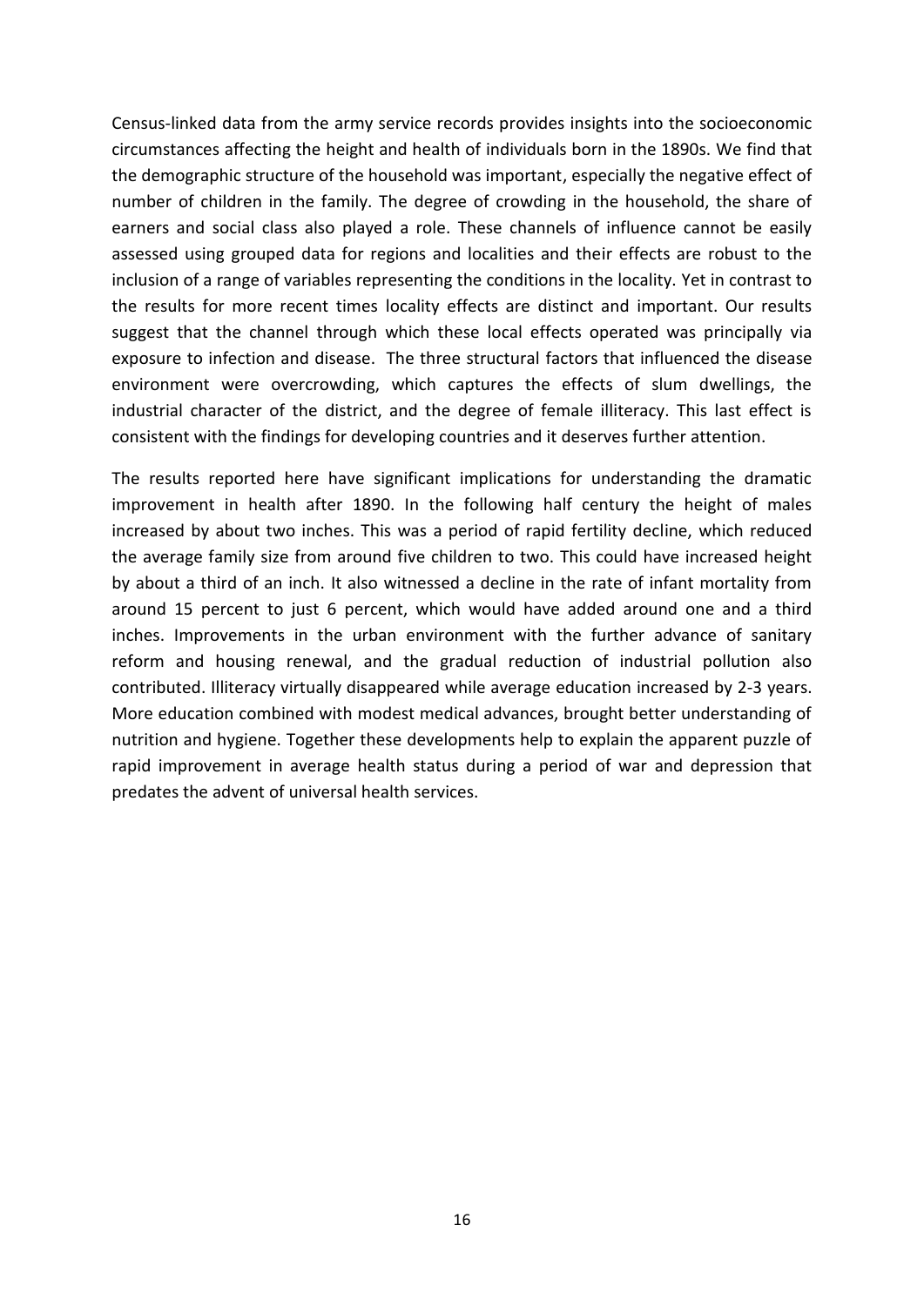Census-linked data from the army service records provides insights into the socioeconomic circumstances affecting the height and health of individuals born in the 1890s. We find that the demographic structure of the household was important, especially the negative effect of number of children in the family. The degree of crowding in the household, the share of earners and social class also played a role. These channels of influence cannot be easily assessed using grouped data for regions and localities and their effects are robust to the inclusion of a range of variables representing the conditions in the locality. Yet in contrast to the results for more recent times locality effects are distinct and important. Our results suggest that the channel through which these local effects operated was principally via exposure to infection and disease. The three structural factors that influenced the disease environment were overcrowding, which captures the effects of slum dwellings, the industrial character of the district, and the degree of female illiteracy. This last effect is consistent with the findings for developing countries and it deserves further attention.

The results reported here have significant implications for understanding the dramatic improvement in health after 1890. In the following half century the height of males increased by about two inches. This was a period of rapid fertility decline, which reduced the average family size from around five children to two. This could have increased height by about a third of an inch. It also witnessed a decline in the rate of infant mortality from around 15 percent to just 6 percent, which would have added around one and a third inches. Improvements in the urban environment with the further advance of sanitary reform and housing renewal, and the gradual reduction of industrial pollution also contributed. Illiteracy virtually disappeared while average education increased by 2-3 years. More education combined with modest medical advances, brought better understanding of nutrition and hygiene. Together these developments help to explain the apparent puzzle of rapid improvement in average health status during a period of war and depression that predates the advent of universal health services.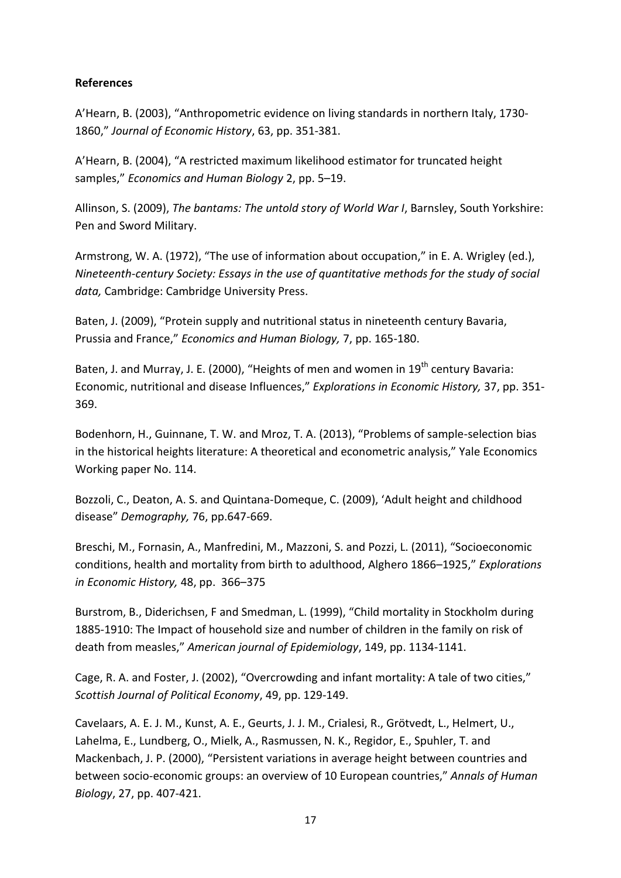**References**

A'Hearn, B. (2003), "Anthropometric evidence on living standards in northern Italy, 1730-1860," *Journal of Economic History*, 63, pp. 351-381.

A'Hearn, B. (2004), "A restricted maximum likelihood estimator for truncated height samples," *Economics and Human Biology* 2, pp. 5–19.

Allinson, S. (2009), *The bantams: The untold story of World War I*, Barnsley, South Yorkshire: Pen and Sword Military.

Armstrong, W. A. (1972), "The use of information about occupation," in E. A. Wrigley (ed.), *Nineteenth-century Society: Essays in the use of quantitative methods for the study of social data,* Cambridge: Cambridge University Press.

Baten, J. (2009), "Protein supply and nutritional status in nineteenth century Bavaria, Prussia and France," *Economics and Human Biology,* 7, pp. 165-180.

Baten, J. and Murray, J. E. (2000), "Heights of men and women in 19th century Bavaria: Economic, nutritional and disease Influences," *Explorations in Economic History,* 37, pp. 351-369.

Bodenhorn, H., Guinnane, T. W. and Mroz, T. A. (2013), "Problems of sample-selection bias in the historical heights literature: A theoretical and econometric analysis," Yale Economics Working paper No. 114.

Bozzoli, C., Deaton, A. S. and Quintana-Domeque, C. (2009), 'Adult height and childhood disease" *Demography,* 76, pp.647-669.

Breschi, M., Fornasin, A., Manfredini, M., Mazzoni, S. and Pozzi, L. (2011), "Socioeconomic conditions, health and mortality from birth to adulthood, Alghero 1866–1925," *Explorations in Economic History,* 48, pp. 366–375

Burstrom, B., Diderichsen, F and Smedman, L. (1999), "Child mortality in Stockholm during 1885-1910: The Impact of household size and number of children in the family on risk of death from measles," *American journal of Epidemiology*, 149, pp. 1134-1141.

Cage, R. A. and Foster, J. (2002), "Overcrowding and infant mortality: A tale of two cities," *Scottish Journal of Political Economy*, 49, pp. 129-149.

Cavelaars, A. E. J. M., Kunst, A. E., Geurts, J. J. M., Crialesi, R., Grötvedt, L., Helmert, U., Lahelma, E., Lundberg, O., Mielk, A., Rasmussen, N. K., Regidor, E., Spuhler, T. and Mackenbach, J. P. (2000), "Persistent variations in average height between countries and between socio-economic groups: an overview of 10 European countries," *Annals of Human Biology*, 27, pp. 407-421.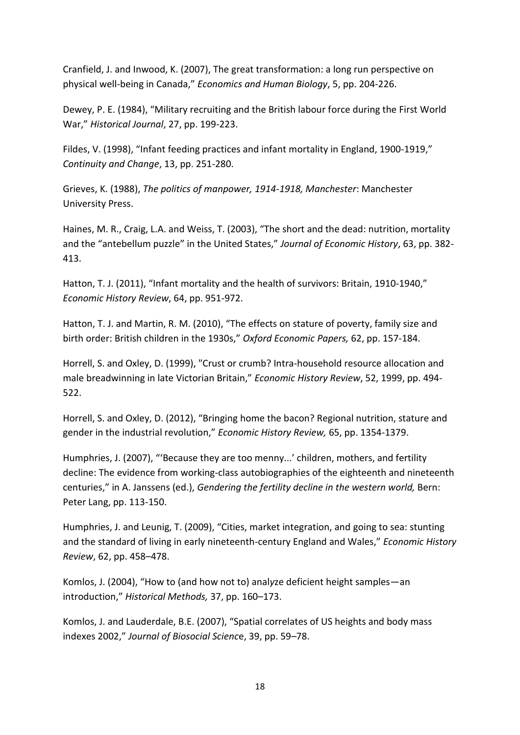Cranfield, J. and Inwood, K. (2007), The great transformation: a long run perspective on physical well-being in Canada," *Economics and Human Biology*, 5, pp. 204-226.

Dewey, P. E. (1984), "Military recruiting and the British labour force during the First World War," *Historical Journal*, 27, pp. 199-223.

Fildes, V. (1998), "Infant feeding practices and infant mortality in England, 1900-1919," *Continuity and Change*, 13, pp. 251-280.

Grieves, K. (1988), *The politics of manpower, 1914-1918, Manchester*: Manchester University Press.

Haines, M. R., Craig, L.A. and Weiss, T. (2003), "The short and the dead: nutrition, mortality and the "antebellum puzzle" in the United States," *Journal of Economic History*, 63, pp. 382-413.

Hatton, T. J. (2011), "Infant mortality and the health of survivors: Britain, 1910-1940," *Economic History Review*, 64, pp. 951-972.

Hatton, T. J. and Martin, R. M. (2010), "The effects on stature of poverty, family size and birth order: British children in the 1930s," *Oxford Economic Papers,* 62, pp. 157-184.

Horrell, S. and Oxley, D. (1999), "Crust or crumb? Intra-household resource allocation and male breadwinning in late Victorian Britain," *Economic History Review*, 52, 1999, pp. 494-522.

Horrell, S. and Oxley, D. (2012), "Bringing home the bacon? Regional nutrition, stature and gender in the industrial revolution," *Economic History Review,* 65, pp. 1354-1379.

Humphries, J. (2007), "'Because they are too menny...' children, mothers, and fertility decline: The evidence from working-class autobiographies of the eighteenth and nineteenth centuries," in A. Janssens (ed.), *Gendering the fertility decline in the western world,* Bern: Peter Lang, pp. 113-150.

Humphries, J. and Leunig, T. (2009), "Cities, market integration, and going to sea: stunting and the standard of living in early nineteenth-century England and Wales," *Economic History Review*, 62, pp. 458–478.

Komlos, J. (2004), "How to (and how not to) analyze deficient height samples—an introduction," *Historical Methods,* 37, pp. 160–173.

Komlos, J. and Lauderdale, B.E. (2007), "Spatial correlates of US heights and body mass indexes 2002," *Journal of Biosocial Science*, 39, pp. 59–78.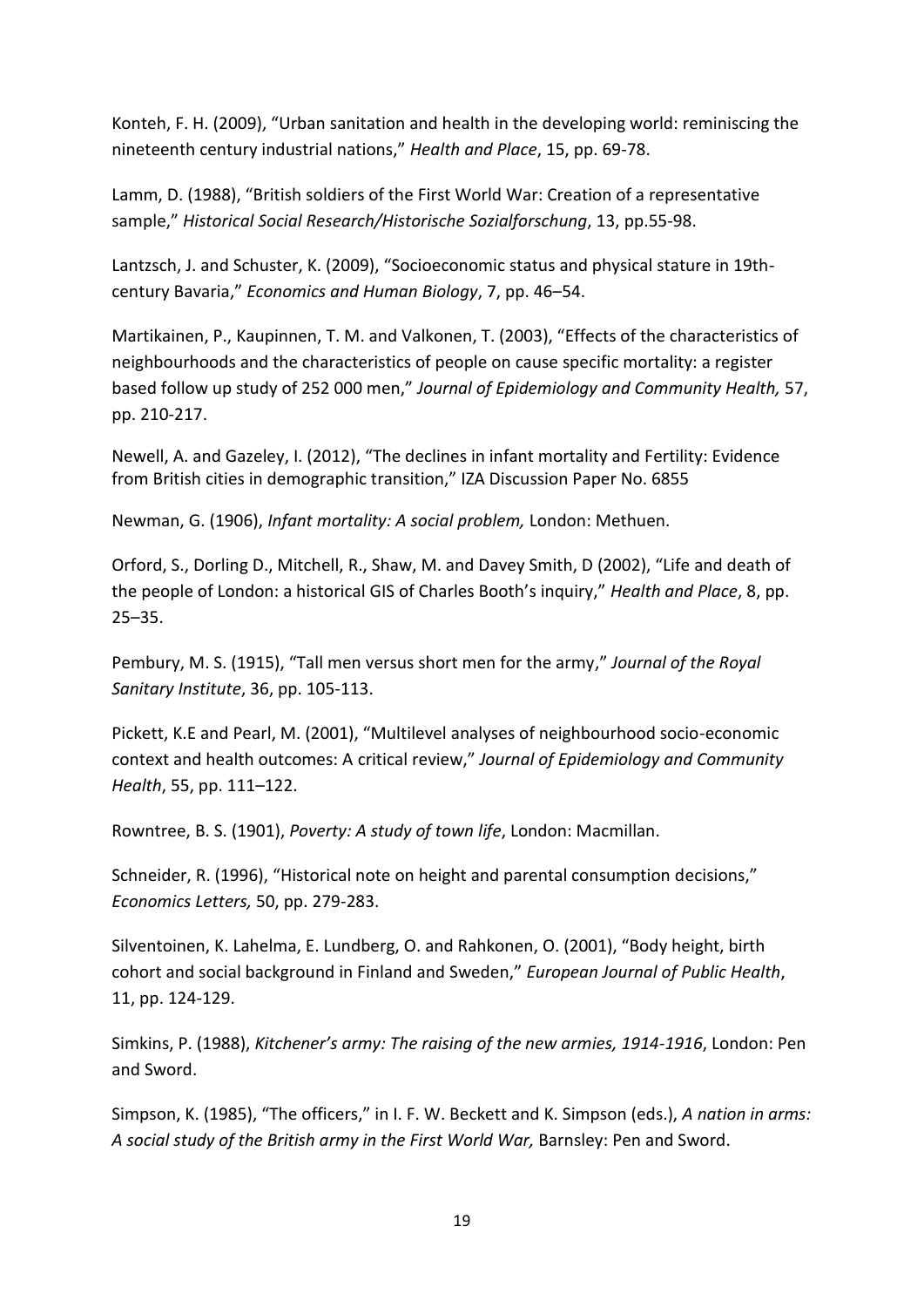Konteh, F. H. (2009), "Urban sanitation and health in the developing world: reminiscing the nineteenth century industrial nations," *Health and Place*, 15, pp. 69-78.

Lamm, D. (1988), "British soldiers of the First World War: Creation of a representative sample," *Historical Social Research/Historische Sozialforschung*, 13, pp.55-98.

Lantzsch, J. and Schuster, K. (2009), "Socioeconomic status and physical stature in 19th-century Bavaria," *Economics and Human Biology*, 7, pp. 46–54.

Martikainen, P., Kaupinnen, T. M. and Valkonen, T. (2003), "Effects of the characteristics of neighbourhoods and the characteristics of people on cause specific mortality: a register based follow up study of 252 000 men," *Journal of Epidemiology and Community Health,* 57, pp. 210-217.

Newell, A. and Gazeley, I. (2012), "The declines in infant mortality and Fertility: Evidence from British cities in demographic transition," IZA Discussion Paper No. 6855

Newman, G. (1906), *Infant mortality: A social problem,* London: Methuen.

Orford, S., Dorling D., Mitchell, R., Shaw, M. and Davey Smith, D (2002), "Life and death of the people of London: a historical GIS of Charles Booth's inquiry," *Health and Place*, 8, pp. 25–35.

Pembury, M. S. (1915), "Tall men versus short men for the army," *Journal of the Royal Sanitary Institute*, 36, pp. 105-113.

Pickett, K.E and Pearl, M. (2001), "Multilevel analyses of neighbourhood socio-economic context and health outcomes: A critical review," *Journal of Epidemiology and Community Health*, 55, pp. 111–122.

Rowntree, B. S. (1901), *Poverty: A study of town life*, London: Macmillan.

Schneider, R. (1996), "Historical note on height and parental consumption decisions," *Economics Letters,* 50, pp. 279-283.

Silventoinen, K. Lahelma, E. Lundberg, O. and Rahkonen, O. (2001), "Body height, birth cohort and social background in Finland and Sweden," *European Journal of Public Health*, 11, pp. 124-129.

Simkins, P. (1988), *Kitchener's army: The raising of the new armies, 1914-1916*, London: Pen and Sword.

Simpson, K. (1985), "The officers," in I. F. W. Beckett and K. Simpson (eds.), *A nation in arms: A social study of the British army in the First World War,* Barnsley: Pen and Sword.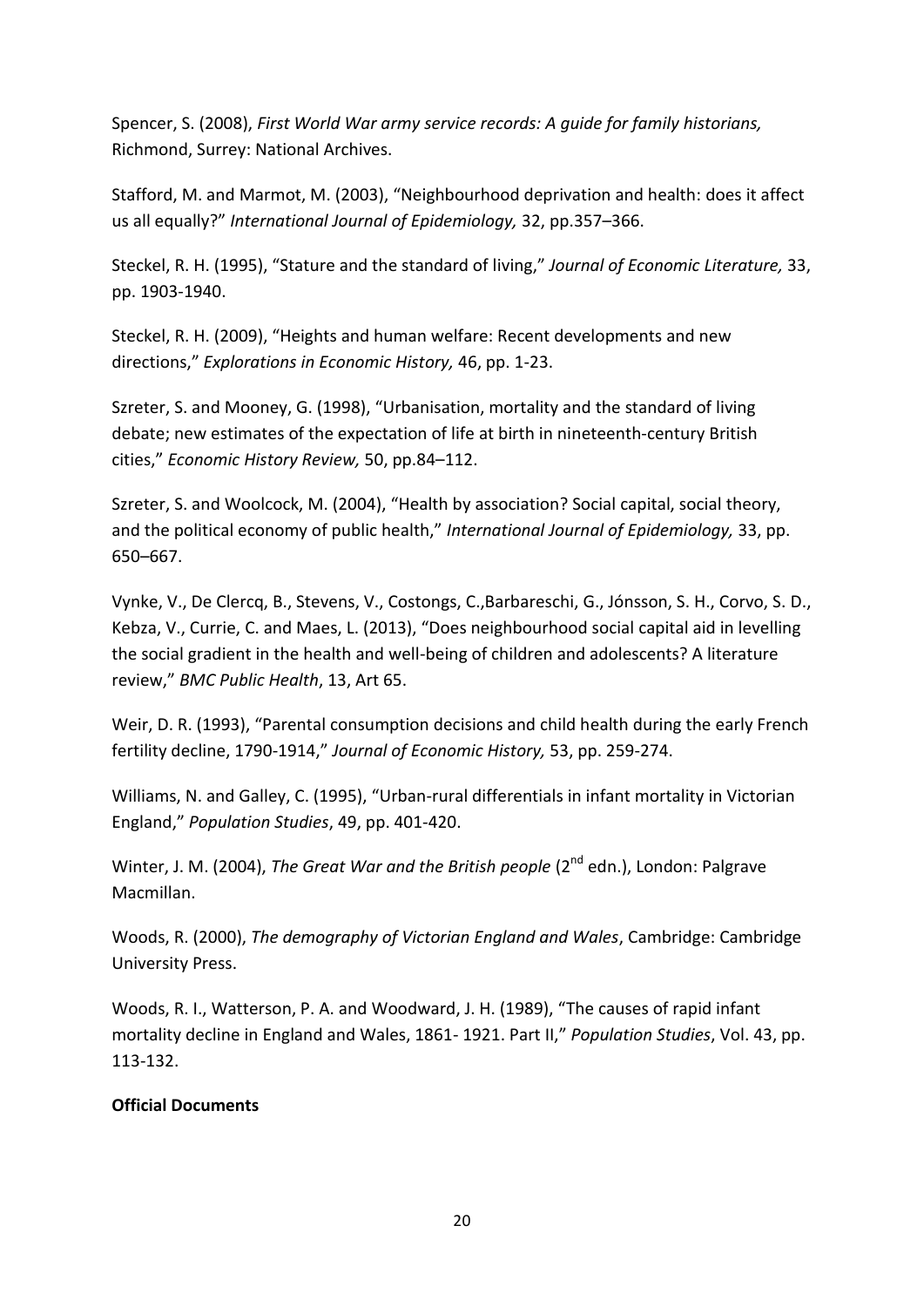Spencer, S. (2008), *First World War army service records: A guide for family historians,* Richmond, Surrey: National Archives.

Stafford, M. and Marmot, M. (2003), "Neighbourhood deprivation and health: does it affect us all equally?" *International Journal of Epidemiology,* 32, pp.357–366.

Steckel, R. H. (1995), "Stature and the standard of living," *Journal of Economic Literature,* 33, pp. 1903-1940.

Steckel, R. H. (2009), "Heights and human welfare: Recent developments and new directions," *Explorations in Economic History,* 46, pp. 1-23.

Szreter, S. and Mooney, G. (1998), "Urbanisation, mortality and the standard of living debate; new estimates of the expectation of life at birth in nineteenth-century British cities," *Economic History Review,* 50, pp.84–112.

Szreter, S. and Woolcock, M. (2004), "Health by association? Social capital, social theory, and the political economy of public health," *International Journal of Epidemiology,* 33, pp. 650–667.

Vynke, V., De Clercq, B., Stevens, V., Costongs, C.,Barbareschi, G., Jónsson, S. H., Corvo, S. D., Kebza, V., Currie, C. and Maes, L. (2013), "Does neighbourhood social capital aid in levelling the social gradient in the health and well-being of children and adolescents? A literature review," *BMC Public Health*, 13, Art 65.

Weir, D. R. (1993), "Parental consumption decisions and child health during the early French fertility decline, 1790-1914," *Journal of Economic History,* 53, pp. 259-274.

Williams, N. and Galley, C. (1995), "Urban-rural differentials in infant mortality in Victorian England," *Population Studies*, 49, pp. 401-420.

Winter, J. M. (2004), *The Great War and the British people* (2nd edn.), London: Palgrave Macmillan.

Woods, R. (2000), *The demography of Victorian England and Wales*, Cambridge: Cambridge University Press.

Woods, R. I., Watterson, P. A. and Woodward, J. H. (1989), "The causes of rapid infant mortality decline in England and Wales, 1861- 1921. Part II," *Population Studies*, Vol. 43, pp. 113-132.

**Official Documents**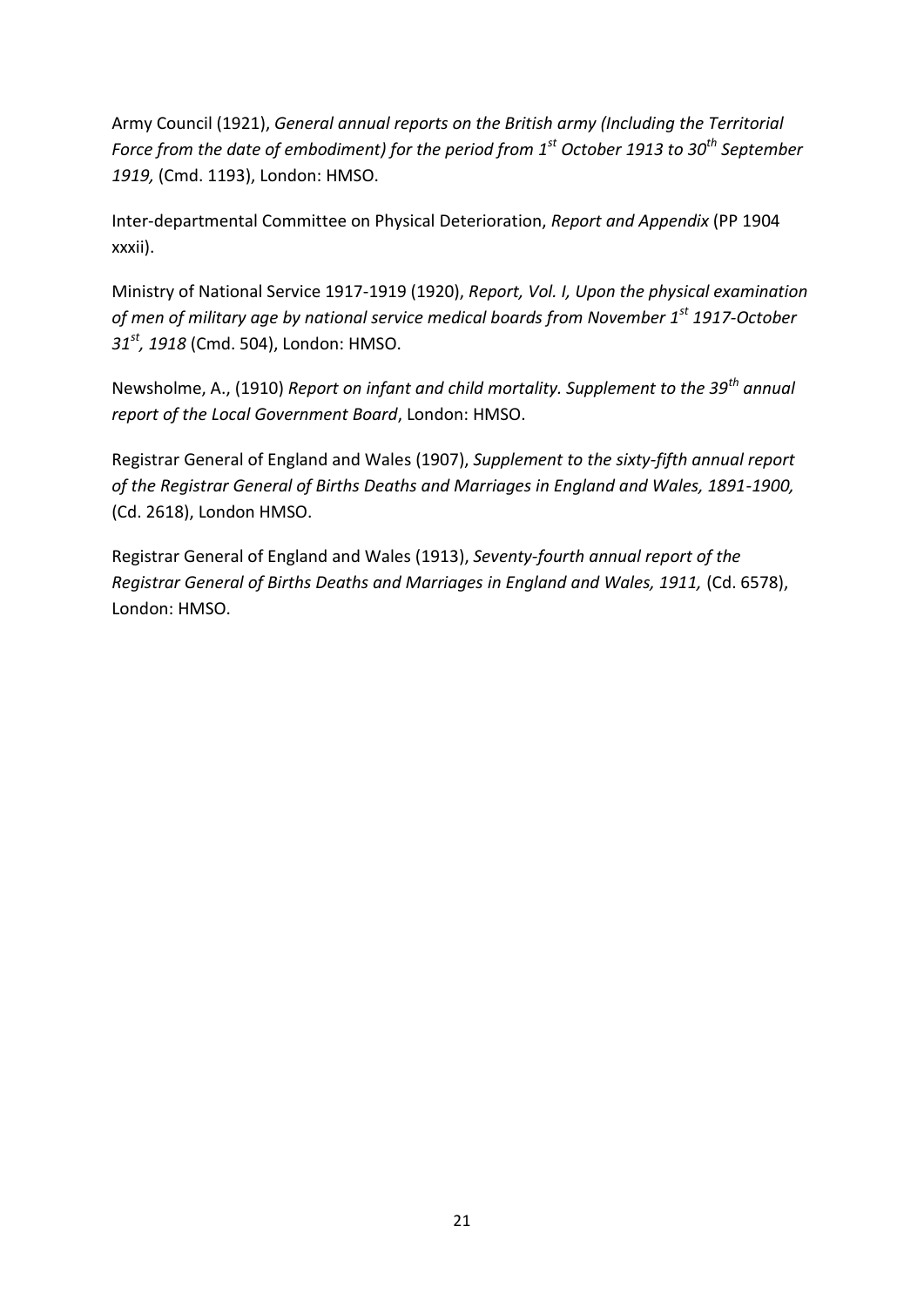Army Council (1921), *General annual reports on the British army (Including the Territorial Force from the date of embodiment) for the period from 1st October 1913 to 30th September 1919,* (Cmd. 1193), London: HMSO.

Inter-departmental Committee on Physical Deterioration, *Report and Appendix* (PP 1904 xxxii).

Ministry of National Service 1917-1919 (1920), *Report, Vol. I, Upon the physical examination of men of military age by national service medical boards from November 1st 1917-October 31st, 1918* (Cmd. 504), London: HMSO.

Newsholme, A., (1910) *Report on infant and child mortality. Supplement to the 39th annual report of the Local Government Board*, London: HMSO.

Registrar General of England and Wales (1907), *Supplement to the sixty-fifth annual report of the Registrar General of Births Deaths and Marriages in England and Wales, 1891-1900,* (Cd. 2618), London HMSO.

Registrar General of England and Wales (1913), *Seventy-fourth annual report of the Registrar General of Births Deaths and Marriages in England and Wales, 1911,* (Cd. 6578), London: HMSO.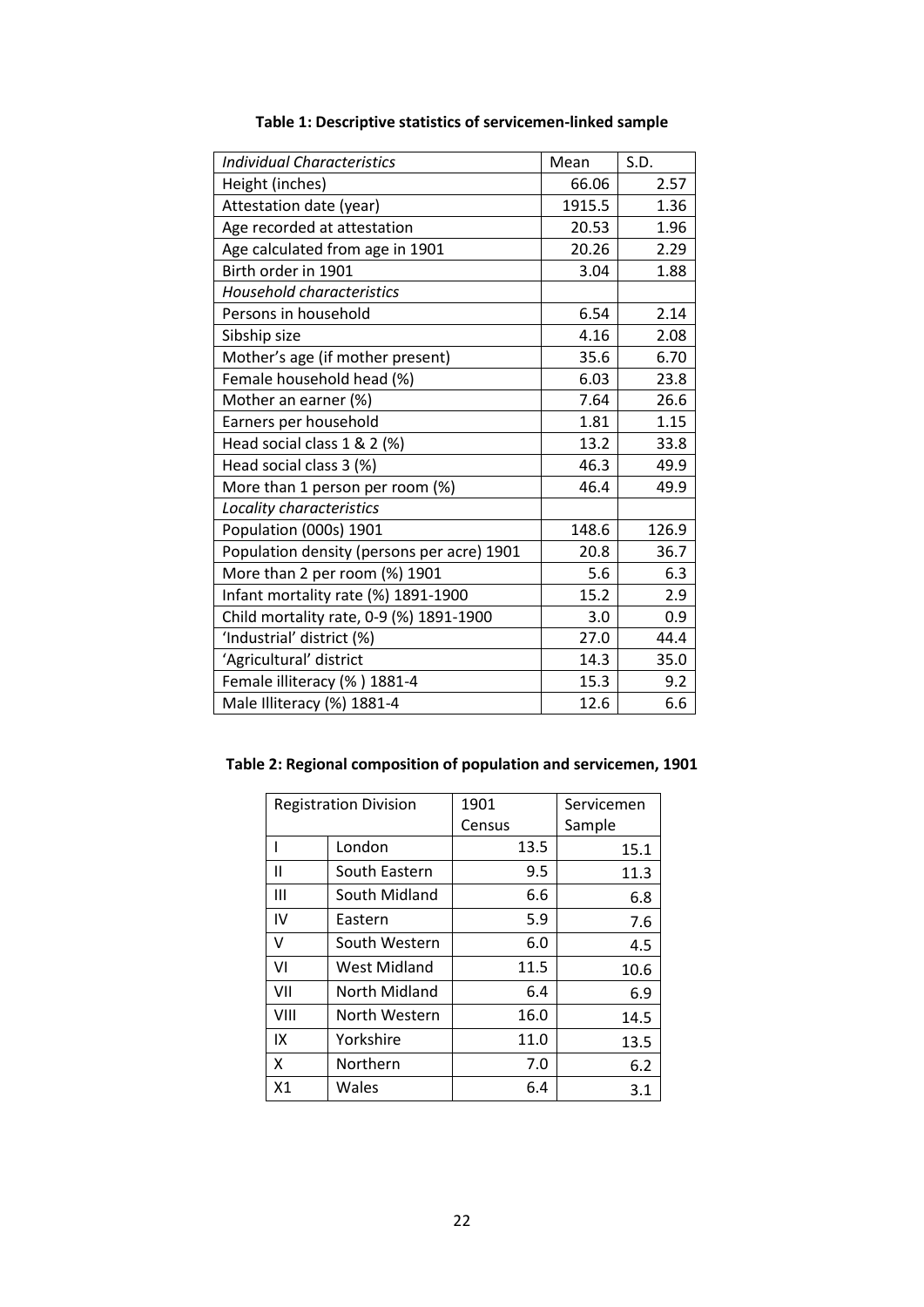**Table 1: Descriptive statistics of servicemen-linked sample**

| *Individual Characteristics* | Mean | S.D. |
|---|---|---|
| Height (inches) | 66.06 | 2.57 |
| Attestation date (year) | 1915.5 | 1.36 |
| Age recorded at attestation | 20.53 | 1.96 |
| Age calculated from age in 1901 | 20.26 | 2.29 |
| Birth order in 1901 | 3.04 | 1.88 |
| *Household characteristics* | | |
| Persons in household | 6.54 | 2.14 |
| Sibship size | 4.16 | 2.08 |
| Mother's age (if mother present) | 35.6 | 6.70 |
| Female household head (%) | 6.03 | 23.8 |
| Mother an earner (%) | 7.64 | 26.6 |
| Earners per household | 1.81 | 1.15 |
| Head social class 1 & 2 (%) | 13.2 | 33.8 |
| Head social class 3 (%) | 46.3 | 49.9 |
| More than 1 person per room (%) | 46.4 | 49.9 |
| *Locality characteristics* | | |
| Population (000s) 1901 | 148.6 | 126.9 |
| Population density (persons per acre) 1901 | 20.8 | 36.7 |
| More than 2 per room (%) 1901 | 5.6 | 6.3 |
| Infant mortality rate (%) 1891-1900 | 15.2 | 2.9 |
| Child mortality rate, 0-9 (%) 1891-1900 | 3.0 | 0.9 |
| 'Industrial' district (%) | 27.0 | 44.4 |
| 'Agricultural' district | 14.3 | 35.0 |
| Female illiteracy (% ) 1881-4 | 15.3 | 9.2 |
| Male Illiteracy (%) 1881-4 | 12.6 | 6.6 |

**Table 2: Regional composition of population and servicemen, 1901**

| Registration Division | | 1901 Census | Servicemen Sample |
|---|---|---|---|
| I | London | 13.5 | 15.1 |
| II | South Eastern | 9.5 | 11.3 |
| III | South Midland | 6.6 | 6.8 |
| IV | Eastern | 5.9 | 7.6 |
| V | South Western | 6.0 | 4.5 |
| VI | West Midland | 11.5 | 10.6 |
| VII | North Midland | 6.4 | 6.9 |
| VIII | North Western | 16.0 | 14.5 |
| IX | Yorkshire | 11.0 | 13.5 |
| X | Northern | 7.0 | 6.2 |
| X1 | Wales | 6.4 | 3.1 |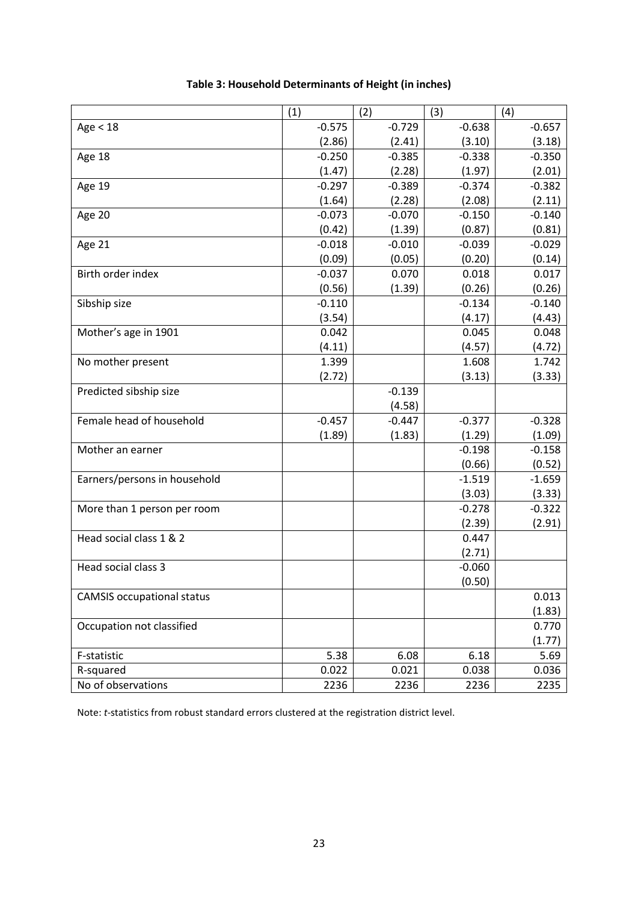**Table 3: Household Determinants of Height (in inches)**

| | (1) | (2) | (3) | (4) |
|---|---|---|---|---|
| Age < 18 | -0.575 | -0.729 | -0.638 | -0.657 |
| | (2.86) | (2.41) | (3.10) | (3.18) |
| Age 18 | -0.250 | -0.385 | -0.338 | -0.350 |
| | (1.47) | (2.28) | (1.97) | (2.01) |
| Age 19 | -0.297 | -0.389 | -0.374 | -0.382 |
| | (1.64) | (2.28) | (2.08) | (2.11) |
| Age 20 | -0.073 | -0.070 | -0.150 | -0.140 |
| | (0.42) | (1.39) | (0.87) | (0.81) |
| Age 21 | -0.018 | -0.010 | -0.039 | -0.029 |
| | (0.09) | (0.05) | (0.20) | (0.14) |
| Birth order index | -0.037 | 0.070 | 0.018 | 0.017 |
| | (0.56) | (1.39) | (0.26) | (0.26) |
| Sibship size | -0.110 | | -0.134 | -0.140 |
| | (3.54) | | (4.17) | (4.43) |
| Mother's age in 1901 | 0.042 | | 0.045 | 0.048 |
| | (4.11) | | (4.57) | (4.72) |
| No mother present | 1.399 | | 1.608 | 1.742 |
| | (2.72) | | (3.13) | (3.33) |
| Predicted sibship size | | -0.139 | | |
| | | (4.58) | | |
| Female head of household | -0.457 | -0.447 | -0.377 | -0.328 |
| | (1.89) | (1.83) | (1.29) | (1.09) |
| Mother an earner | | | -0.198 | -0.158 |
| | | | (0.66) | (0.52) |
| Earners/persons in household | | | -1.519 | -1.659 |
| | | | (3.03) | (3.33) |
| More than 1 person per room | | | -0.278 | -0.322 |
| | | | (2.39) | (2.91) |
| Head social class 1 & 2 | | | 0.447 | |
| | | | (2.71) | |
| Head social class 3 | | | -0.060 | |
| | | | (0.50) | |
| CAMSIS occupational status | | | | 0.013 |
| | | | | (1.83) |
| Occupation not classified | | | | 0.770 |
| | | | | (1.77) |
| F-statistic | 5.38 | 6.08 | 6.18 | 5.69 |
| R-squared | 0.022 | 0.021 | 0.038 | 0.036 |
| No of observations | 2236 | 2236 | 2236 | 2235 |

Note: *t*-statistics from robust standard errors clustered at the registration district level.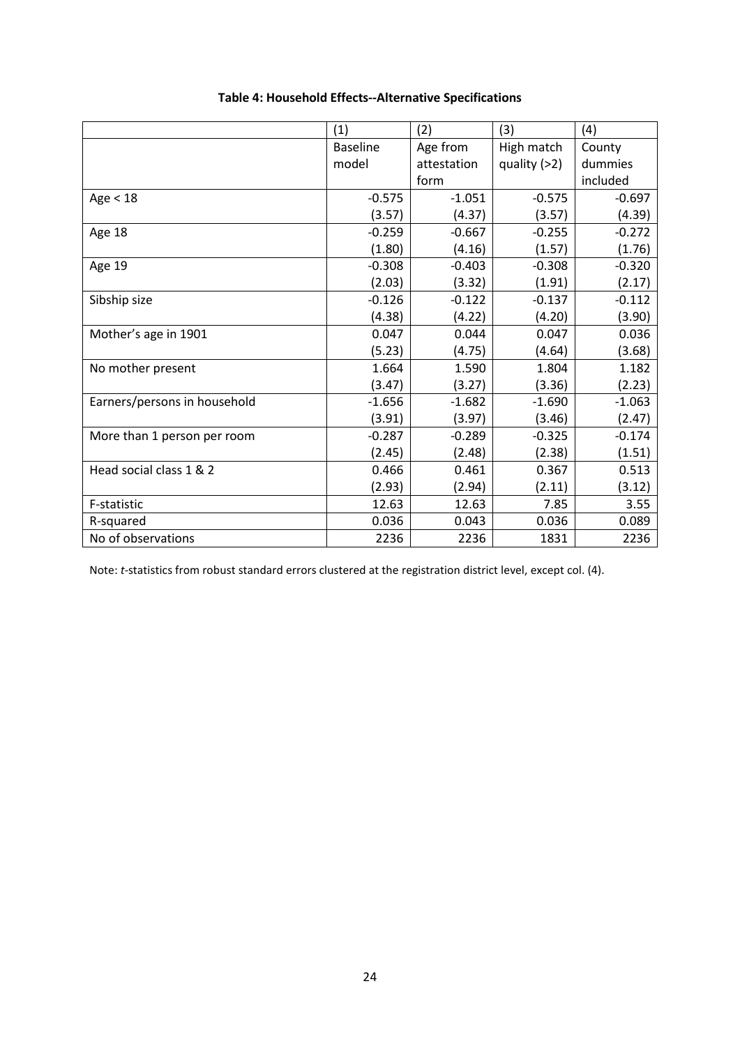**Table 4: Household Effects--Alternative Specifications**

| | (1) | (2) | (3) | (4) |
|---|---|---|---|---|
| | Baseline model | Age from attestation form | High match quality (>2) | County dummies included |
| Age < 18 | -0.575 | -1.051 | -0.575 | -0.697 |
| | (3.57) | (4.37) | (3.57) | (4.39) |
| Age 18 | -0.259 | -0.667 | -0.255 | -0.272 |
| | (1.80) | (4.16) | (1.57) | (1.76) |
| Age 19 | -0.308 | -0.403 | -0.308 | -0.320 |
| | (2.03) | (3.32) | (1.91) | (2.17) |
| Sibship size | -0.126 | -0.122 | -0.137 | -0.112 |
| | (4.38) | (4.22) | (4.20) | (3.90) |
| Mother's age in 1901 | 0.047 | 0.044 | 0.047 | 0.036 |
| | (5.23) | (4.75) | (4.64) | (3.68) |
| No mother present | 1.664 | 1.590 | 1.804 | 1.182 |
| | (3.47) | (3.27) | (3.36) | (2.23) |
| Earners/persons in household | -1.656 | -1.682 | -1.690 | -1.063 |
| | (3.91) | (3.97) | (3.46) | (2.47) |
| More than 1 person per room | -0.287 | -0.289 | -0.325 | -0.174 |
| | (2.45) | (2.48) | (2.38) | (1.51) |
| Head social class 1 & 2 | 0.466 | 0.461 | 0.367 | 0.513 |
| | (2.93) | (2.94) | (2.11) | (3.12) |
| F-statistic | 12.63 | 12.63 | 7.85 | 3.55 |
| R-squared | 0.036 | 0.043 | 0.036 | 0.089 |
| No of observations | 2236 | 2236 | 1831 | 2236 |

Note: *t*-statistics from robust standard errors clustered at the registration district level, except col. (4).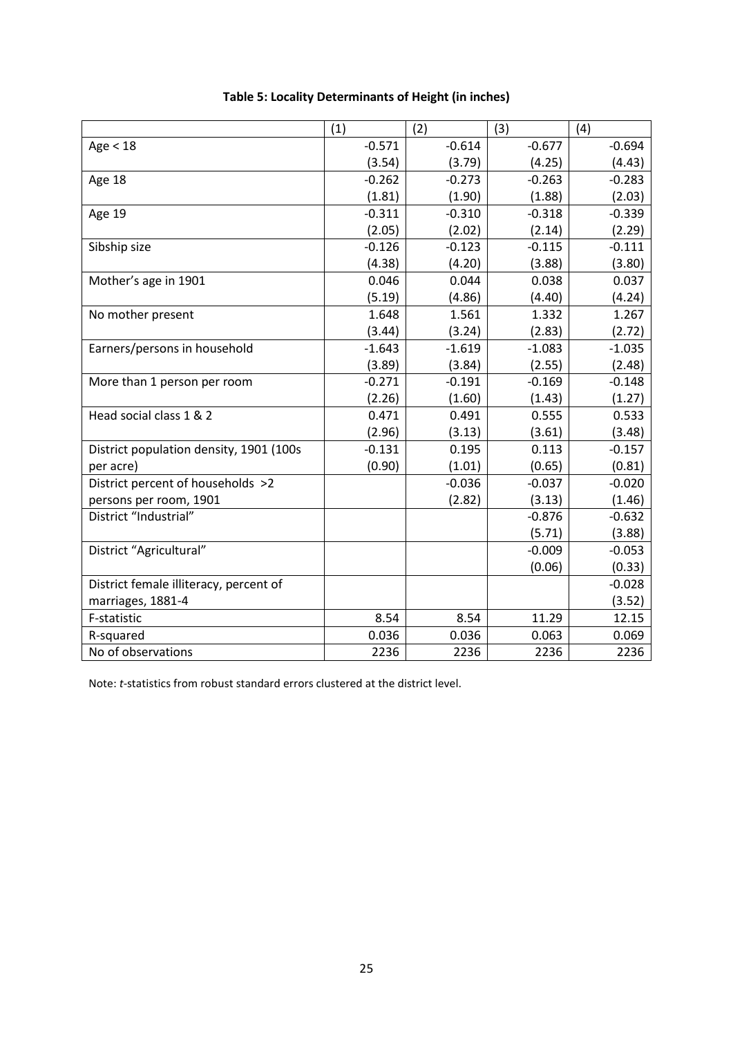**Table 5: Locality Determinants of Height (in inches)**

| | (1) | (2) | (3) | (4) |
|---|---|---|---|---|
| Age < 18 | -0.571 | -0.614 | -0.677 | -0.694 |
| | (3.54) | (3.79) | (4.25) | (4.43) |
| Age 18 | -0.262 | -0.273 | -0.263 | -0.283 |
| | (1.81) | (1.90) | (1.88) | (2.03) |
| Age 19 | -0.311 | -0.310 | -0.318 | -0.339 |
| | (2.05) | (2.02) | (2.14) | (2.29) |
| Sibship size | -0.126 | -0.123 | -0.115 | -0.111 |
| | (4.38) | (4.20) | (3.88) | (3.80) |
| Mother's age in 1901 | 0.046 | 0.044 | 0.038 | 0.037 |
| | (5.19) | (4.86) | (4.40) | (4.24) |
| No mother present | 1.648 | 1.561 | 1.332 | 1.267 |
| | (3.44) | (3.24) | (2.83) | (2.72) |
| Earners/persons in household | -1.643 | -1.619 | -1.083 | -1.035 |
| | (3.89) | (3.84) | (2.55) | (2.48) |
| More than 1 person per room | -0.271 | -0.191 | -0.169 | -0.148 |
| | (2.26) | (1.60) | (1.43) | (1.27) |
| Head social class 1 & 2 | 0.471 | 0.491 | 0.555 | 0.533 |
| | (2.96) | (3.13) | (3.61) | (3.48) |
| District population density, 1901 (100s per acre) | -0.131 | 0.195 | 0.113 | -0.157 |
| | (0.90) | (1.01) | (0.65) | (0.81) |
| District percent of households >2 persons per room, 1901 | | -0.036 | -0.037 | -0.020 |
| | | (2.82) | (3.13) | (1.46) |
| District "Industrial" | | | -0.876 | -0.632 |
| | | | (5.71) | (3.88) |
| District "Agricultural" | | | -0.009 | -0.053 |
| | | | (0.06) | (0.33) |
| District female illiteracy, percent of marriages, 1881-4 | | | | -0.028 |
| | | | | (3.52) |
| F-statistic | 8.54 | 8.54 | 11.29 | 12.15 |
| R-squared | 0.036 | 0.036 | 0.063 | 0.069 |
| No of observations | 2236 | 2236 | 2236 | 2236 |

Note: *t*-statistics from robust standard errors clustered at the district level.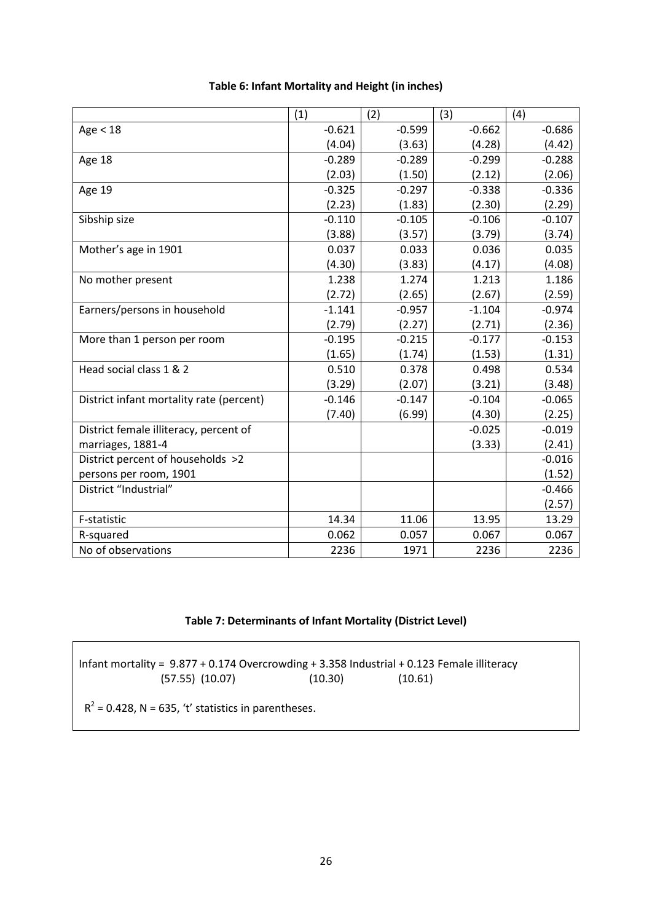**Table 6: Infant Mortality and Height (in inches)**

| | (1) | (2) | (3) | (4) |
|---|---|---|---|---|
| Age < 18 | -0.621 | -0.599 | -0.662 | -0.686 |
| | (4.04) | (3.63) | (4.28) | (4.42) |
| Age 18 | -0.289 | -0.289 | -0.299 | -0.288 |
| | (2.03) | (1.50) | (2.12) | (2.06) |
| Age 19 | -0.325 | -0.297 | -0.338 | -0.336 |
| | (2.23) | (1.83) | (2.30) | (2.29) |
| Sibship size | -0.110 | -0.105 | -0.106 | -0.107 |
| | (3.88) | (3.57) | (3.79) | (3.74) |
| Mother's age in 1901 | 0.037 | 0.033 | 0.036 | 0.035 |
| | (4.30) | (3.83) | (4.17) | (4.08) |
| No mother present | 1.238 | 1.274 | 1.213 | 1.186 |
| | (2.72) | (2.65) | (2.67) | (2.59) |
| Earners/persons in household | -1.141 | -0.957 | -1.104 | -0.974 |
| | (2.79) | (2.27) | (2.71) | (2.36) |
| More than 1 person per room | -0.195 | -0.215 | -0.177 | -0.153 |
| | (1.65) | (1.74) | (1.53) | (1.31) |
| Head social class 1 & 2 | 0.510 | 0.378 | 0.498 | 0.534 |
| | (3.29) | (2.07) | (3.21) | (3.48) |
| District infant mortality rate (percent) | -0.146 | -0.147 | -0.104 | -0.065 |
| | (7.40) | (6.99) | (4.30) | (2.25) |
| District female illiteracy, percent of marriages, 1881-4 | | | -0.025 | -0.019 |
| | | | (3.33) | (2.41) |
| District percent of households >2 persons per room, 1901 | | | | -0.016 |
| | | | | (1.52) |
| District "Industrial" | | | | -0.466 |
| | | | | (2.57) |
| F-statistic | 14.34 | 11.06 | 13.95 | 13.29 |
| R-squared | 0.062 | 0.057 | 0.067 | 0.067 |
| No of observations | 2236 | 1971 | 2236 | 2236 |

**Table 7: Determinants of Infant Mortality (District Level)**

Infant mortality = 9.877 + 0.174 Overcrowding + 3.358 Industrial + 0.123 Female illiteracy
(57.55) (10.07) (10.30) (10.61)

$R^2 = 0.428$, N = 635, 't' statistics in parentheses.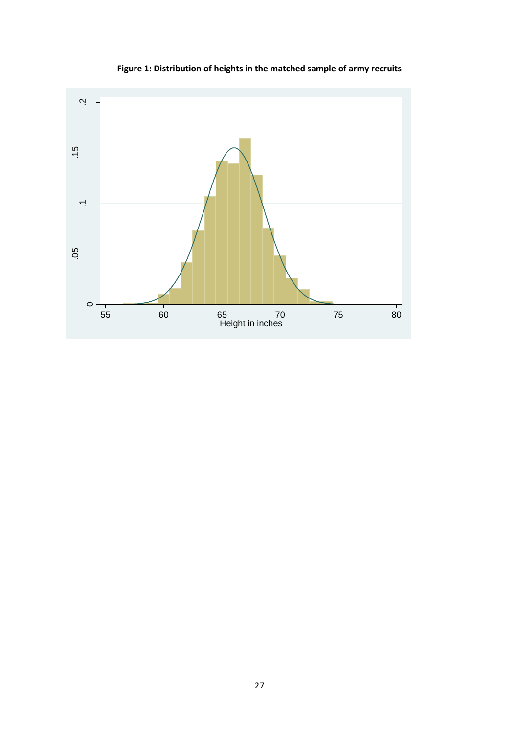**Figure 1: Distribution of heights in the matched sample of army recruits**

0
.05
.1
.15
.2

55
60
65
70
75
80

Height in inches